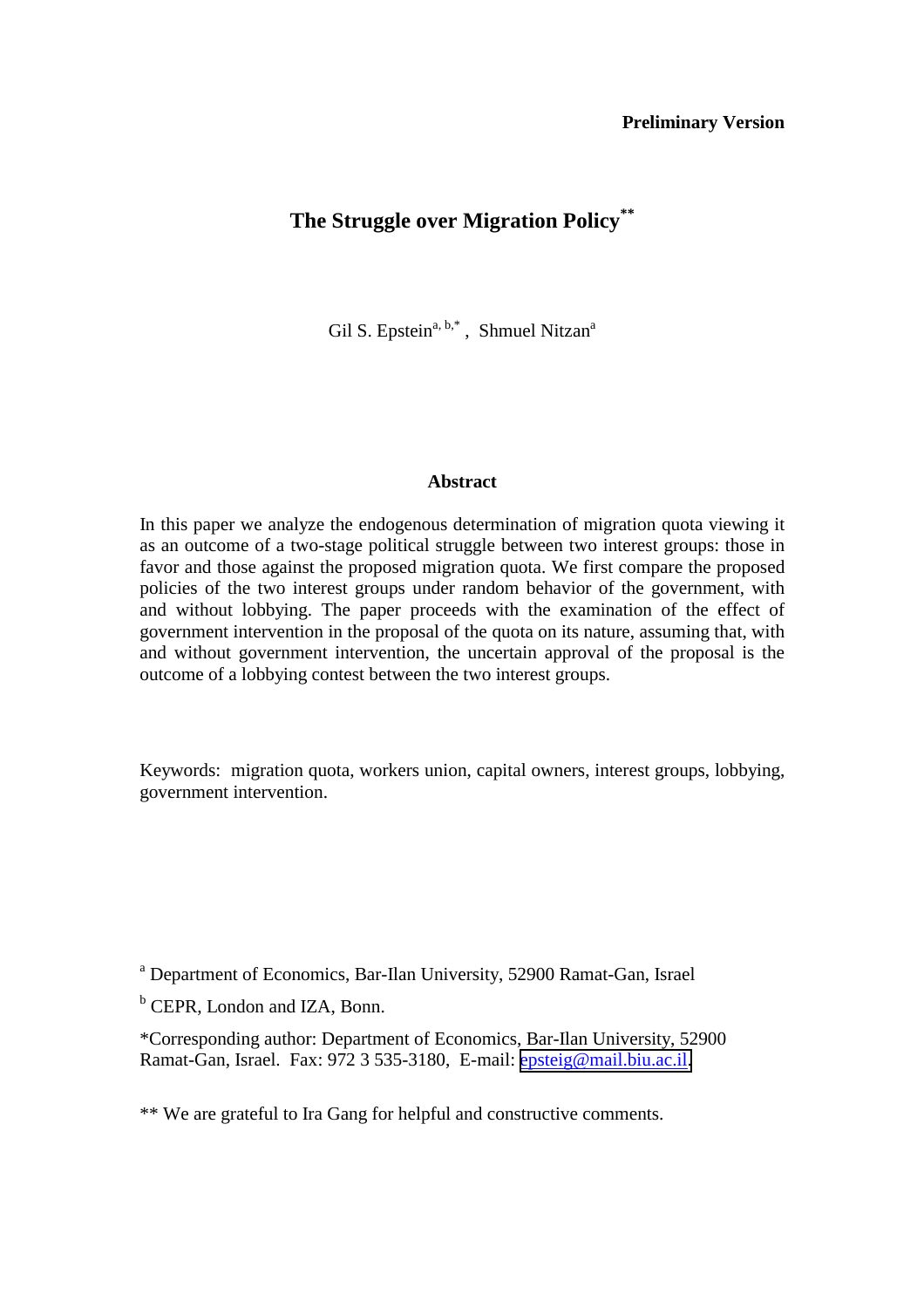**Preliminary Version**

# The Struggle over Migration Policy[**]

Gil S. Epstein[a, b,*] , Shmuel Nitzan[a]

### Abstract

In this paper we analyze the endogenous determination of migration quota viewing it as an outcome of a two-stage political struggle between two interest groups: those in favor and those against the proposed migration quota. We first compare the proposed policies of the two interest groups under random behavior of the government, with and without lobbying. The paper proceeds with the examination of the effect of government intervention in the proposal of the quota on its nature, assuming that, with and without government intervention, the uncertain approval of the proposal is the outcome of a lobbying contest between the two interest groups.

Keywords: migration quota, workers union, capital owners, interest groups, lobbying, government intervention.

[a] Department of Economics, Bar-Ilan University, 52900 Ramat-Gan, Israel

[b] CEPR, London and IZA, Bonn.

*Corresponding author: Department of Economics, Bar-Ilan University, 52900 Ramat-Gan, Israel. Fax: 972 3 535-3180, E-mail: epsteig@mail.biu.ac.il.

** We are grateful to Ira Gang for helpful and constructive comments.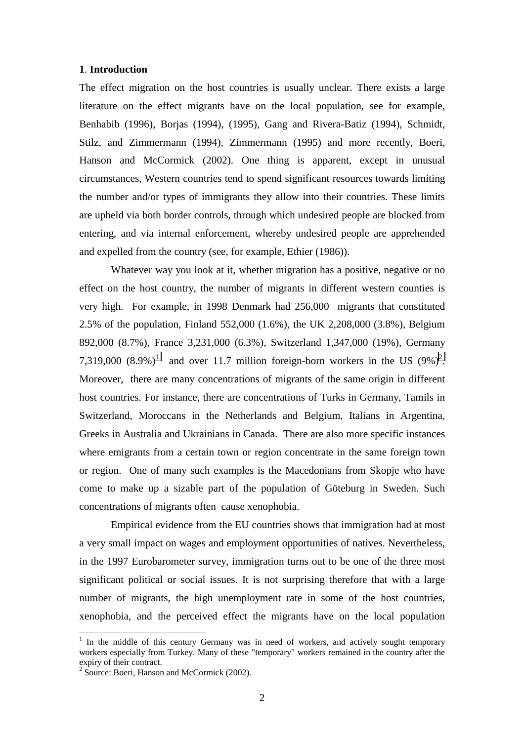## 1. Introduction

The effect migration on the host countries is usually unclear. There exists a large literature on the effect migrants have on the local population, see for example, Benhabib (1996), Borjas (1994), (1995), Gang and Rivera-Batiz (1994), Schmidt, Stilz, and Zimmermann (1994), Zimmermann (1995) and more recently, Boeri, Hanson and McCormick (2002). One thing is apparent, except in unusual circumstances, Western countries tend to spend significant resources towards limiting the number and/or types of immigrants they allow into their countries. These limits are upheld via both border controls, through which undesired people are blocked from entering, and via internal enforcement, whereby undesired people are apprehended and expelled from the country (see, for example, Ethier (1986)).

Whatever way you look at it, whether migration has a positive, negative or no effect on the host country, the number of migrants in different western counties is very high. For example, in 1998 Denmark had 256,000 migrants that constituted 2.5% of the population, Finland 552,000 (1.6%), the UK 2,208,000 (3.8%), Belgium 892,000 (8.7%), France 3,231,000 (6.3%), Switzerland 1,347,000 (19%), Germany 7,319,000 (8.9%)[1] and over 11.7 million foreign-born workers in the US (9%)[2]. Moreover, there are many concentrations of migrants of the same origin in different host countries. For instance, there are concentrations of Turks in Germany, Tamils in Switzerland, Moroccans in the Netherlands and Belgium, Italians in Argentina, Greeks in Australia and Ukrainians in Canada. There are also more specific instances where emigrants from a certain town or region concentrate in the same foreign town or region. One of many such examples is the Macedonians from Skopje who have come to make up a sizable part of the population of Göteburg in Sweden. Such concentrations of migrants often cause xenophobia.

Empirical evidence from the EU countries shows that immigration had at most a very small impact on wages and employment opportunities of natives. Nevertheless, in the 1997 Eurobarometer survey, immigration turns out to be one of the three most significant political or social issues. It is not surprising therefore that with a large number of migrants, the high unemployment rate in some of the host countries, xenophobia, and the perceived effect the migrants have on the local population

[1] In the middle of this century Germany was in need of workers, and actively sought temporary workers especially from Turkey. Many of these "temporary" workers remained in the country after the expiry of their contract.

[2] Source: Boeri, Hanson and McCormick (2002).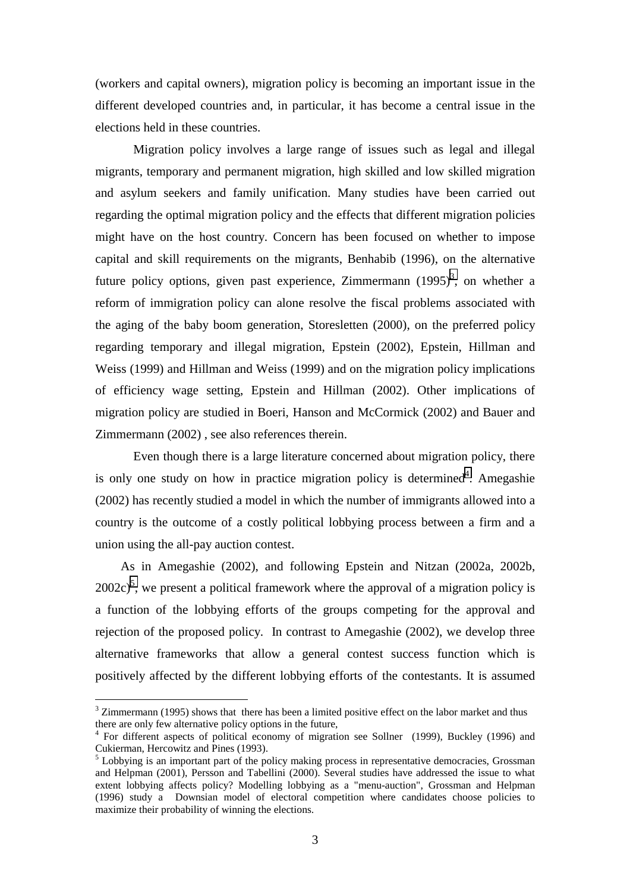(workers and capital owners), migration policy is becoming an important issue in the different developed countries and, in particular, it has become a central issue in the elections held in these countries.

Migration policy involves a large range of issues such as legal and illegal migrants, temporary and permanent migration, high skilled and low skilled migration and asylum seekers and family unification. Many studies have been carried out regarding the optimal migration policy and the effects that different migration policies might have on the host country. Concern has been focused on whether to impose capital and skill requirements on the migrants, Benhabib (1996), on the alternative future policy options, given past experience, Zimmermann (1995)[3], on whether a reform of immigration policy can alone resolve the fiscal problems associated with the aging of the baby boom generation, Storesletten (2000), on the preferred policy regarding temporary and illegal migration, Epstein (2002), Epstein, Hillman and Weiss (1999) and Hillman and Weiss (1999) and on the migration policy implications of efficiency wage setting, Epstein and Hillman (2002). Other implications of migration policy are studied in Boeri, Hanson and McCormick (2002) and Bauer and Zimmermann (2002) , see also references therein.

Even though there is a large literature concerned about migration policy, there is only one study on how in practice migration policy is determined[4]. Amegashie (2002) has recently studied a model in which the number of immigrants allowed into a country is the outcome of a costly political lobbying process between a firm and a union using the all-pay auction contest.

As in Amegashie (2002), and following Epstein and Nitzan (2002a, 2002b, 2002c)[5], we present a political framework where the approval of a migration policy is a function of the lobbying efforts of the groups competing for the approval and rejection of the proposed policy. In contrast to Amegashie (2002), we develop three alternative frameworks that allow a general contest success function which is positively affected by the different lobbying efforts of the contestants. It is assumed

---

[3] Zimmermann (1995) shows that there has been a limited positive effect on the labor market and thus there are only few alternative policy options in the future,

[4] For different aspects of political economy of migration see Sollner (1999), Buckley (1996) and Cukierman, Hercowitz and Pines (1993).

[5] Lobbying is an important part of the policy making process in representative democracies, Grossman and Helpman (2001), Persson and Tabellini (2000). Several studies have addressed the issue to what extent lobbying affects policy? Modelling lobbying as a "menu-auction", Grossman and Helpman (1996) study a Downsian model of electoral competition where candidates choose policies to maximize their probability of winning the elections.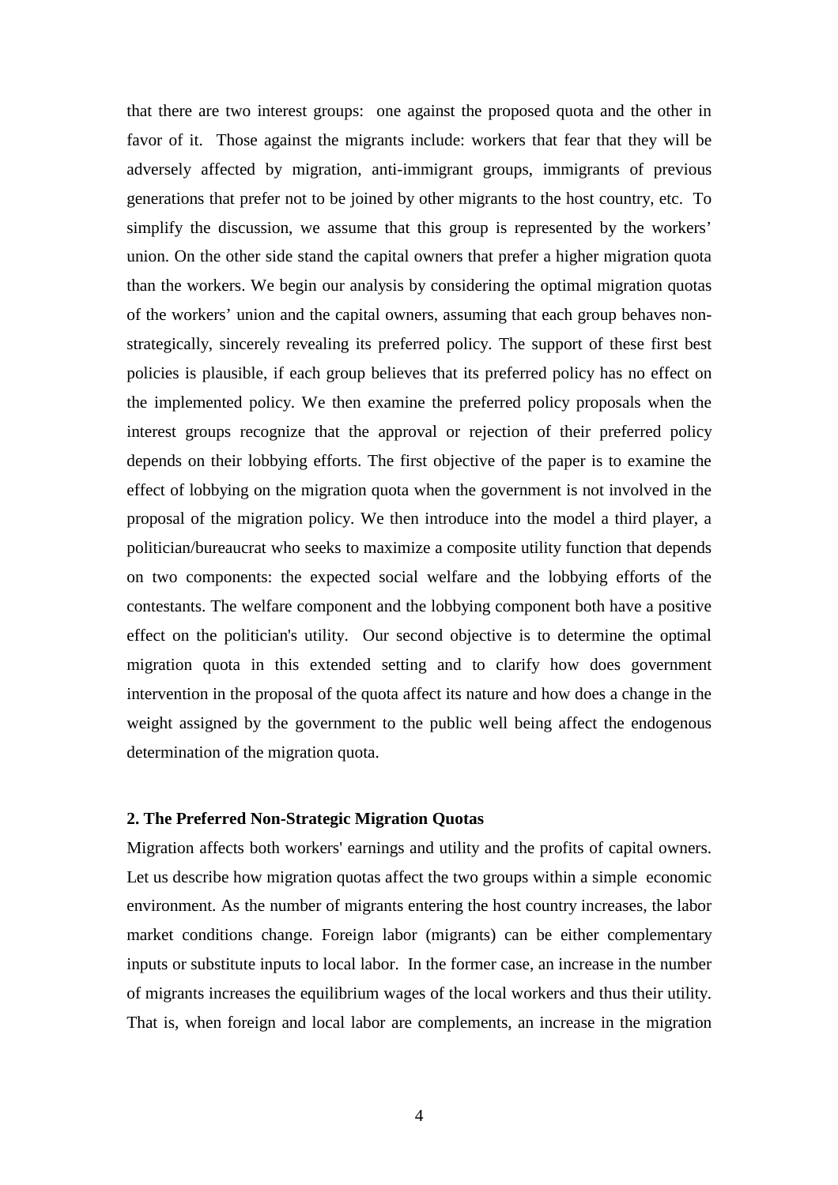that there are two interest groups: one against the proposed quota and the other in favor of it. Those against the migrants include: workers that fear that they will be adversely affected by migration, anti-immigrant groups, immigrants of previous generations that prefer not to be joined by other migrants to the host country, etc. To simplify the discussion, we assume that this group is represented by the workers' union. On the other side stand the capital owners that prefer a higher migration quota than the workers. We begin our analysis by considering the optimal migration quotas of the workers' union and the capital owners, assuming that each group behaves non-strategically, sincerely revealing its preferred policy. The support of these first best policies is plausible, if each group believes that its preferred policy has no effect on the implemented policy. We then examine the preferred policy proposals when the interest groups recognize that the approval or rejection of their preferred policy depends on their lobbying efforts. The first objective of the paper is to examine the effect of lobbying on the migration quota when the government is not involved in the proposal of the migration policy. We then introduce into the model a third player, a politician/bureaucrat who seeks to maximize a composite utility function that depends on two components: the expected social welfare and the lobbying efforts of the contestants. The welfare component and the lobbying component both have a positive effect on the politician's utility. Our second objective is to determine the optimal migration quota in this extended setting and to clarify how does government intervention in the proposal of the quota affect its nature and how does a change in the weight assigned by the government to the public well being affect the endogenous determination of the migration quota.

## 2. The Preferred Non-Strategic Migration Quotas

Migration affects both workers' earnings and utility and the profits of capital owners. Let us describe how migration quotas affect the two groups within a simple economic environment. As the number of migrants entering the host country increases, the labor market conditions change. Foreign labor (migrants) can be either complementary inputs or substitute inputs to local labor. In the former case, an increase in the number of migrants increases the equilibrium wages of the local workers and thus their utility. That is, when foreign and local labor are complements, an increase in the migration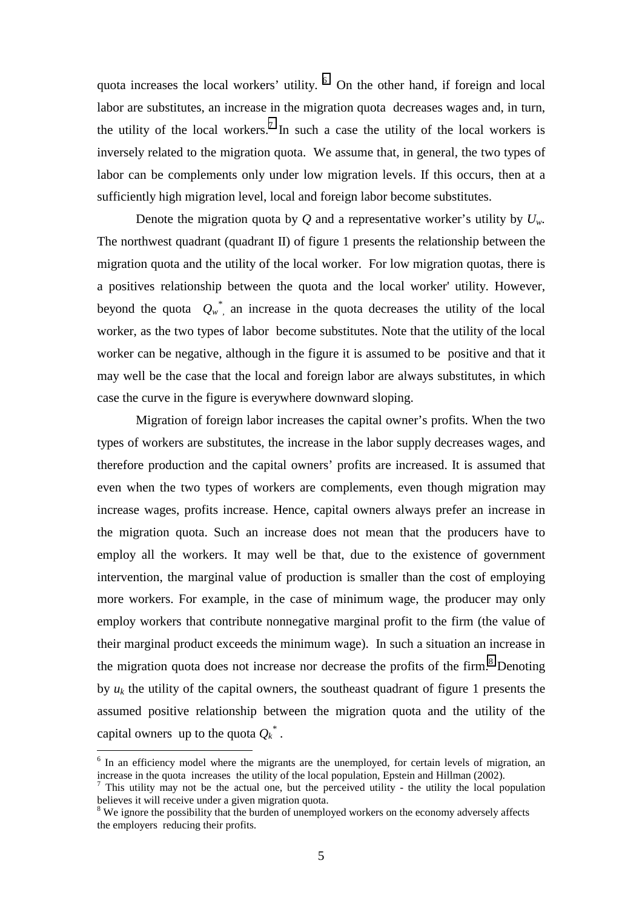quota increases the local workers' utility. [6] On the other hand, if foreign and local labor are substitutes, an increase in the migration quota decreases wages and, in turn, the utility of the local workers.[7] In such a case the utility of the local workers is inversely related to the migration quota. We assume that, in general, the two types of labor can be complements only under low migration levels. If this occurs, then at a sufficiently high migration level, local and foreign labor become substitutes.

Denote the migration quota by $Q$ and a representative worker's utility by $U_w$. The northwest quadrant (quadrant II) of figure 1 presents the relationship between the migration quota and the utility of the local worker. For low migration quotas, there is a positives relationship between the quota and the local worker' utility. However, beyond the quota $Q_w^*$, an increase in the quota decreases the utility of the local worker, as the two types of labor become substitutes. Note that the utility of the local worker can be negative, although in the figure it is assumed to be positive and that it may well be the case that the local and foreign labor are always substitutes, in which case the curve in the figure is everywhere downward sloping.

Migration of foreign labor increases the capital owner's profits. When the two types of workers are substitutes, the increase in the labor supply decreases wages, and therefore production and the capital owners' profits are increased. It is assumed that even when the two types of workers are complements, even though migration may increase wages, profits increase. Hence, capital owners always prefer an increase in the migration quota. Such an increase does not mean that the producers have to employ all the workers. It may well be that, due to the existence of government intervention, the marginal value of production is smaller than the cost of employing more workers. For example, in the case of minimum wage, the producer may only employ workers that contribute nonnegative marginal profit to the firm (the value of their marginal product exceeds the minimum wage). In such a situation an increase in the migration quota does not increase nor decrease the profits of the firm.[8] Denoting by $u_k$ the utility of the capital owners, the southeast quadrant of figure 1 presents the assumed positive relationship between the migration quota and the utility of the capital owners up to the quota $Q_k^*$.

---

[6] In an efficiency model where the migrants are the unemployed, for certain levels of migration, an increase in the quota increases the utility of the local population, Epstein and Hillman (2002).

[7] This utility may not be the actual one, but the perceived utility - the utility the local population believes it will receive under a given migration quota.

[8] We ignore the possibility that the burden of unemployed workers on the economy adversely affects the employers reducing their profits.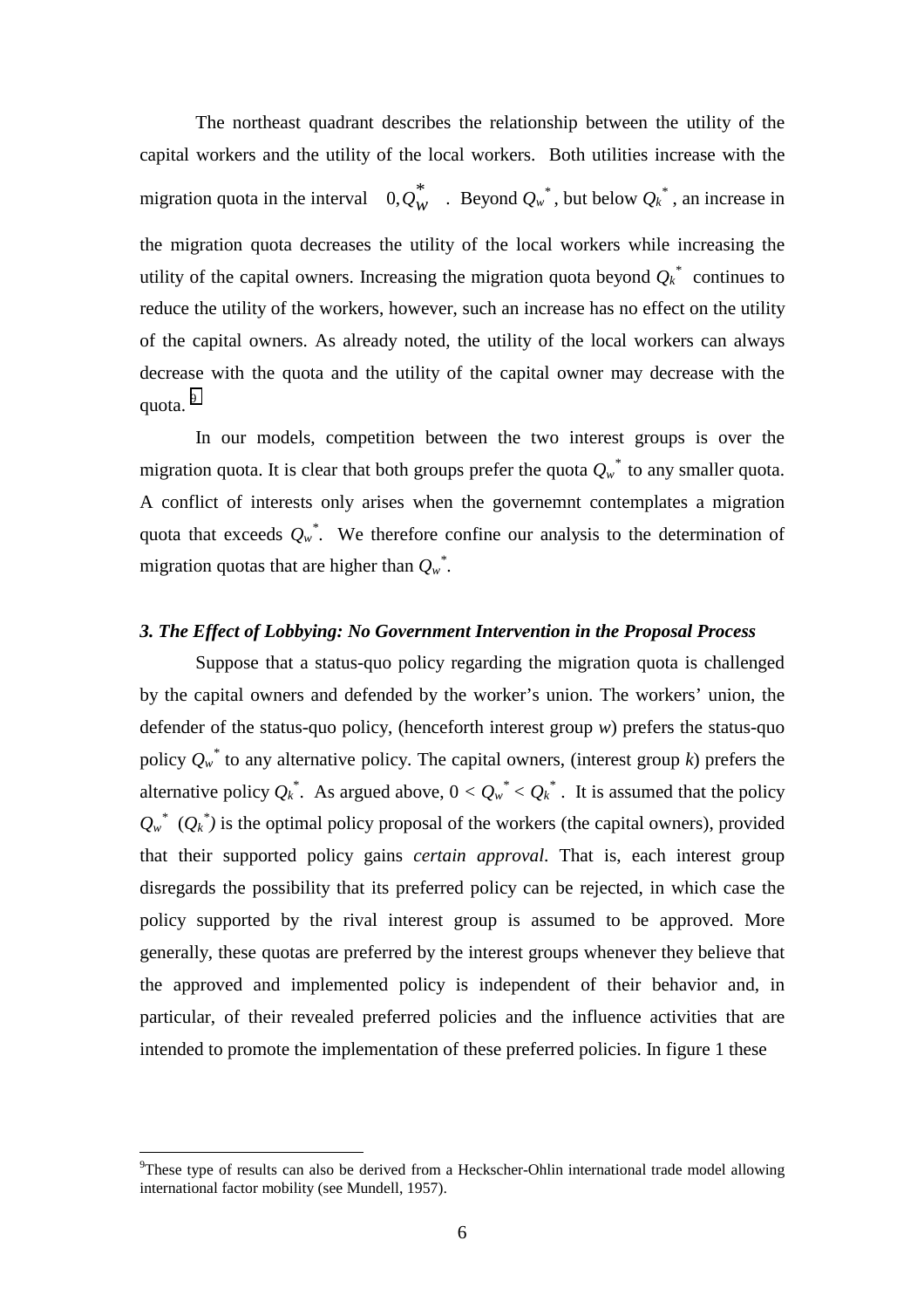The northeast quadrant describes the relationship between the utility of the capital workers and the utility of the local workers. Both utilities increase with the migration quota in the interval $\left[0, Q_w^*\right]$. Beyond $Q_w^*$, but below $Q_k^*$, an increase in the migration quota decreases the utility of the local workers while increasing the utility of the capital owners. Increasing the migration quota beyond $Q_k^*$ continues to reduce the utility of the workers, however, such an increase has no effect on the utility of the capital owners. As already noted, the utility of the local workers can always decrease with the quota and the utility of the capital owner may decrease with the quota.[9]

In our models, competition between the two interest groups is over the migration quota. It is clear that both groups prefer the quota $Q_w^*$ to any smaller quota. A conflict of interests only arises when the governemnt contemplates a migration quota that exceeds $Q_w^*$. We therefore confine our analysis to the determination of migration quotas that are higher than $Q_w^*$.

### *3. The Effect of Lobbying: No Government Intervention in the Proposal Process*

Suppose that a status-quo policy regarding the migration quota is challenged by the capital owners and defended by the worker's union. The workers' union, the defender of the status-quo policy, (henceforth interest group *w*) prefers the status-quo policy $Q_w^*$ to any alternative policy. The capital owners, (interest group *k*) prefers the alternative policy $Q_k^*$. As argued above, $0 < Q_w^* < Q_k^*$. It is assumed that the policy $Q_w^*$ ($Q_k^*$) is the optimal policy proposal of the workers (the capital owners), provided that their supported policy gains *certain approval*. That is, each interest group disregards the possibility that its preferred policy can be rejected, in which case the policy supported by the rival interest group is assumed to be approved. More generally, these quotas are preferred by the interest groups whenever they believe that the approved and implemented policy is independent of their behavior and, in particular, of their revealed preferred policies and the influence activities that are intended to promote the implementation of these preferred policies. In figure 1 these

[9] These type of results can also be derived from a Heckscher-Ohlin international trade model allowing international factor mobility (see Mundell, 1957).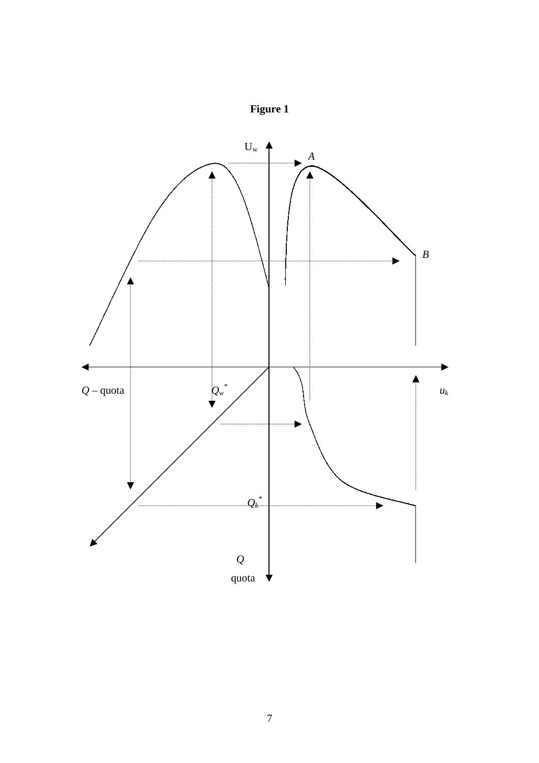**Figure 1**

$U_w$

*A*

*B*

*Q* – quota

$Q_w^*$

$u_k$

$Q_k^*$

*Q*

quota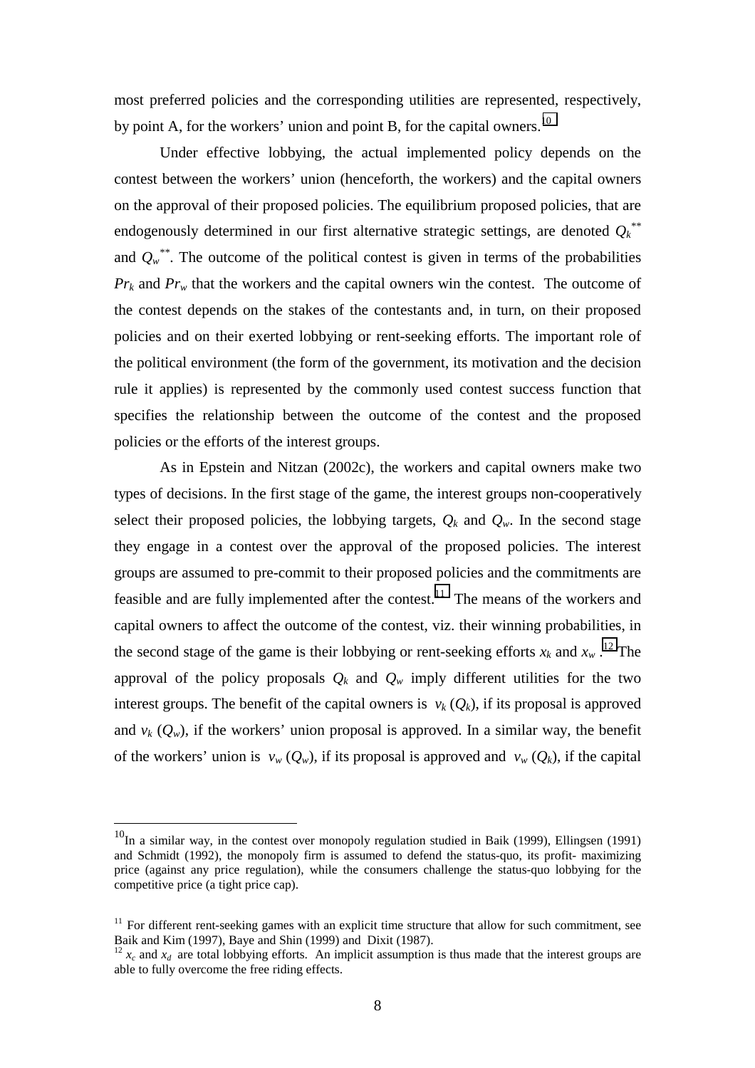most preferred policies and the corresponding utilities are represented, respectively, by point A, for the workers' union and point B, for the capital owners.[10]

Under effective lobbying, the actual implemented policy depends on the contest between the workers' union (henceforth, the workers) and the capital owners on the approval of their proposed policies. The equilibrium proposed policies, that are endogenously determined in our first alternative strategic settings, are denoted $Q_k^{**}$ and $Q_w^{**}$. The outcome of the political contest is given in terms of the probabilities $Pr_k$ and $Pr_w$ that the workers and the capital owners win the contest. The outcome of the contest depends on the stakes of the contestants and, in turn, on their proposed policies and on their exerted lobbying or rent-seeking efforts. The important role of the political environment (the form of the government, its motivation and the decision rule it applies) is represented by the commonly used contest success function that specifies the relationship between the outcome of the contest and the proposed policies or the efforts of the interest groups.

As in Epstein and Nitzan (2002c), the workers and capital owners make two types of decisions. In the first stage of the game, the interest groups non-cooperatively select their proposed policies, the lobbying targets, $Q_k$ and $Q_w$. In the second stage they engage in a contest over the approval of the proposed policies. The interest groups are assumed to pre-commit to their proposed policies and the commitments are feasible and are fully implemented after the contest.[11] The means of the workers and capital owners to affect the outcome of the contest, viz. their winning probabilities, in the second stage of the game is their lobbying or rent-seeking efforts $x_k$ and $x_w$.[12] The approval of the policy proposals $Q_k$ and $Q_w$ imply different utilities for the two interest groups. The benefit of the capital owners is $v_k(Q_k)$, if its proposal is approved and $v_k(Q_w)$, if the workers' union proposal is approved. In a similar way, the benefit of the workers' union is $v_w(Q_w)$, if its proposal is approved and $v_w(Q_k)$, if the capital

---

[10] In a similar way, in the contest over monopoly regulation studied in Baik (1999), Ellingsen (1991) and Schmidt (1992), the monopoly firm is assumed to defend the status-quo, its profit- maximizing price (against any price regulation), while the consumers challenge the status-quo lobbying for the competitive price (a tight price cap).

[11] For different rent-seeking games with an explicit time structure that allow for such commitment, see Baik and Kim (1997), Baye and Shin (1999) and Dixit (1987).

[12] $x_c$ and $x_d$ are total lobbying efforts. An implicit assumption is thus made that the interest groups are able to fully overcome the free riding effects.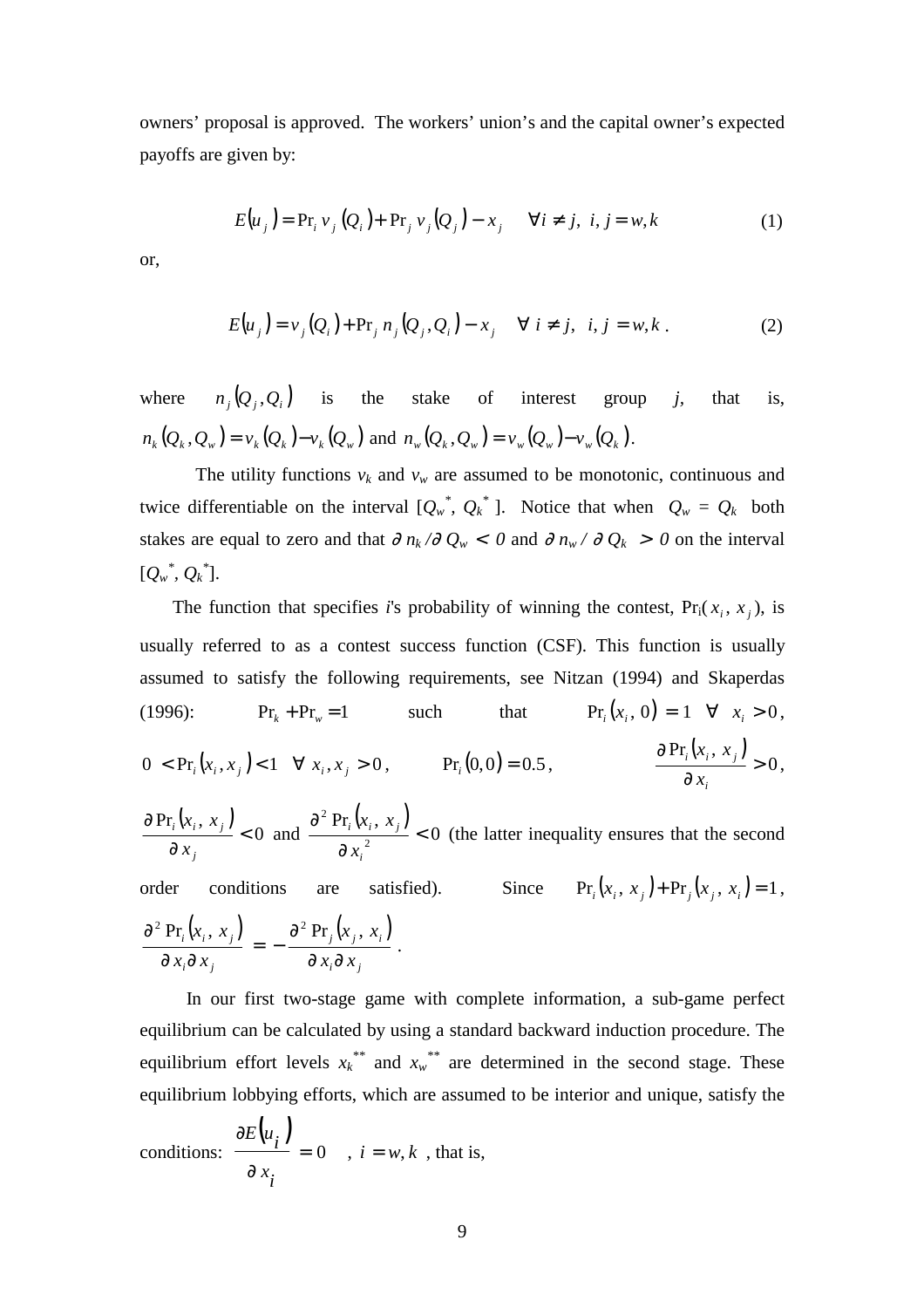owners' proposal is approved. The workers' union's and the capital owner's expected payoffs are given by:

$$E(u_j) = \Pr_i v_j(Q_i) + \Pr_j v_j(Q_j) - x_j \quad \forall i \neq j, \; i, j = w, k \tag{1}$$

or,

$$E(u_j) = v_j(Q_i) + \Pr_j n_j(Q_j, Q_i) - x_j \quad \forall \; i \neq j, \; i, j = w, k \,. \tag{2}$$

where $n_j(Q_j, Q_i)$ is the stake of interest group $j$, that is, $n_k(Q_k, Q_w) = v_k(Q_k) - v_k(Q_w)$ and $n_w(Q_k, Q_w) = v_w(Q_w) - v_w(Q_k)$.

The utility functions $v_k$ and $v_w$ are assumed to be monotonic, continuous and twice differentiable on the interval $[Q_w^*, Q_k^*]$. Notice that when $Q_w = Q_k$ both stakes are equal to zero and that $\partial n_k / \partial Q_w < 0$ and $\partial n_w / \partial Q_k > 0$ on the interval $[Q_w^*, Q_k^*]$.

The function that specifies $i$'s probability of winning the contest, $\Pr_i(x_i, x_j)$, is usually referred to as a contest success function (CSF). This function is usually assumed to satisfy the following requirements, see Nitzan (1994) and Skaperdas (1996): $\Pr_k + \Pr_w = 1$ such that $\Pr_i(x_i, 0) = 1 \;\; \forall \;\; x_i > 0$, $0 < \Pr_i(x_i, x_j) < 1 \;\; \forall \; x_i, x_j > 0$, $\Pr_i(0,0) = 0.5$, $\dfrac{\partial \Pr_i(x_i, x_j)}{\partial x_i} > 0$, $\dfrac{\partial \Pr_i(x_i, x_j)}{\partial x_j} < 0$ and $\dfrac{\partial^2 \Pr_i(x_i, x_j)}{\partial x_i^2} < 0$ (the latter inequality ensures that the second order conditions are satisfied). Since $\Pr_i(x_i, x_j) + \Pr_j(x_j, x_i) = 1$, $\dfrac{\partial^2 \Pr_i(x_i, x_j)}{\partial x_i \partial x_j} = -\dfrac{\partial^2 \Pr_j(x_j, x_i)}{\partial x_i \partial x_j}$.

In our first two-stage game with complete information, a sub-game perfect equilibrium can be calculated by using a standard backward induction procedure. The equilibrium effort levels $x_k^{**}$ and $x_w^{**}$ are determined in the second stage. These equilibrium lobbying efforts, which are assumed to be interior and unique, satisfy the conditions: $\dfrac{\partial E(u_i)}{\partial x_i} = 0 \quad , \; i = w, k$ , that is,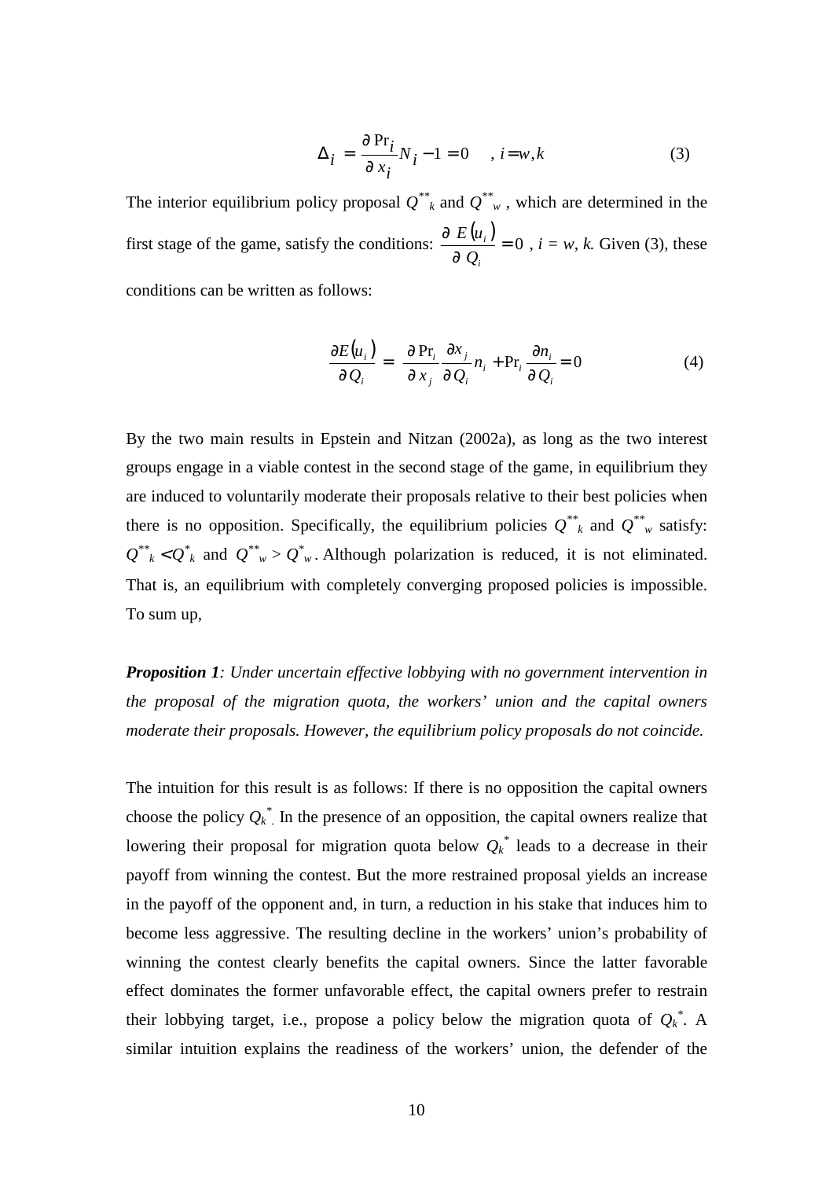$$\Delta_i = \frac{\partial \Pr_i}{\partial x_i} N_i - 1 = 0 \quad , i = w, k \tag{3}$$

The interior equilibrium policy proposal $Q^{**}_k$ and $Q^{**}_w$, which are determined in the first stage of the game, satisfy the conditions: $\frac{\partial E(u_i)}{\partial Q_i} = 0$, $i = w, k$. Given (3), these conditions can be written as follows:

$$\frac{\partial E(u_i)}{\partial Q_i} = \frac{\partial \Pr_i}{\partial x_j} \frac{\partial x_j}{\partial Q_i} n_i + \Pr_i \frac{\partial n_i}{\partial Q_i} = 0 \tag{4}$$

By the two main results in Epstein and Nitzan (2002a), as long as the two interest groups engage in a viable contest in the second stage of the game, in equilibrium they are induced to voluntarily moderate their proposals relative to their best policies when there is no opposition. Specifically, the equilibrium policies $Q^{**}_k$ and $Q^{**}_w$ satisfy: $Q^{**}_k < Q^*_k$ and $Q^{**}_w > Q^*_w$. Although polarization is reduced, it is not eliminated. That is, an equilibrium with completely converging proposed policies is impossible. To sum up,

***Proposition 1****: Under uncertain effective lobbying with no government intervention in the proposal of the migration quota, the workers' union and the capital owners moderate their proposals. However, the equilibrium policy proposals do not coincide.*

The intuition for this result is as follows: If there is no opposition the capital owners choose the policy $Q_k^*$. In the presence of an opposition, the capital owners realize that lowering their proposal for migration quota below $Q_k^*$ leads to a decrease in their payoff from winning the contest. But the more restrained proposal yields an increase in the payoff of the opponent and, in turn, a reduction in his stake that induces him to become less aggressive. The resulting decline in the workers' union's probability of winning the contest clearly benefits the capital owners. Since the latter favorable effect dominates the former unfavorable effect, the capital owners prefer to restrain their lobbying target, i.e., propose a policy below the migration quota of $Q_k^*$. A similar intuition explains the readiness of the workers' union, the defender of the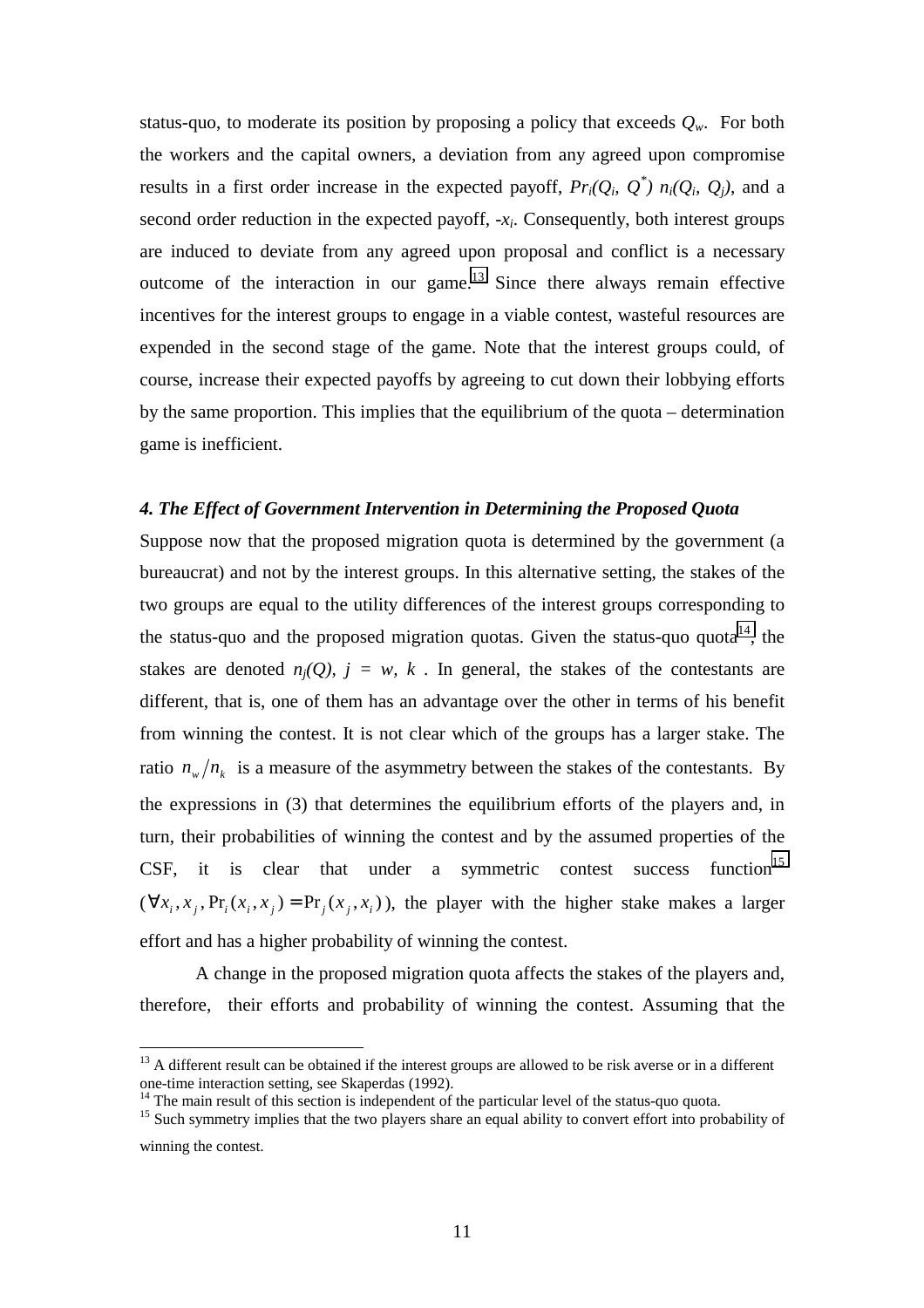status-quo, to moderate its position by proposing a policy that exceeds $Q_w$. For both the workers and the capital owners, a deviation from any agreed upon compromise results in a first order increase in the expected payoff, $Pr_i(Q_i, Q^*)\, n_i(Q_i, Q_j)$, and a second order reduction in the expected payoff, $-x_i$. Consequently, both interest groups are induced to deviate from any agreed upon proposal and conflict is a necessary outcome of the interaction in our game.[13] Since there always remain effective incentives for the interest groups to engage in a viable contest, wasteful resources are expended in the second stage of the game. Note that the interest groups could, of course, increase their expected payoffs by agreeing to cut down their lobbying efforts by the same proportion. This implies that the equilibrium of the quota – determination game is inefficient.

#### *4. The Effect of Government Intervention in Determining the Proposed Quota*

Suppose now that the proposed migration quota is determined by the government (a bureaucrat) and not by the interest groups. In this alternative setting, the stakes of the two groups are equal to the utility differences of the interest groups corresponding to the status-quo and the proposed migration quotas. Given the status-quo quota[14], the stakes are denoted $n_j(Q),\ j = w, k$ . In general, the stakes of the contestants are different, that is, one of them has an advantage over the other in terms of his benefit from winning the contest. It is not clear which of the groups has a larger stake. The ratio $n_w / n_k$ is a measure of the asymmetry between the stakes of the contestants. By the expressions in (3) that determines the equilibrium efforts of the players and, in turn, their probabilities of winning the contest and by the assumed properties of the CSF, it is clear that under a symmetric contest success function[15] $(\forall x_i, x_j, \Pr_i(x_i, x_j) = \Pr_j(x_j, x_i))$, the player with the higher stake makes a larger effort and has a higher probability of winning the contest.

A change in the proposed migration quota affects the stakes of the players and, therefore, their efforts and probability of winning the contest. Assuming that the

---

[13] A different result can be obtained if the interest groups are allowed to be risk averse or in a different one-time interaction setting, see Skaperdas (1992).

[14] The main result of this section is independent of the particular level of the status-quo quota.

[15] Such symmetry implies that the two players share an equal ability to convert effort into probability of winning the contest.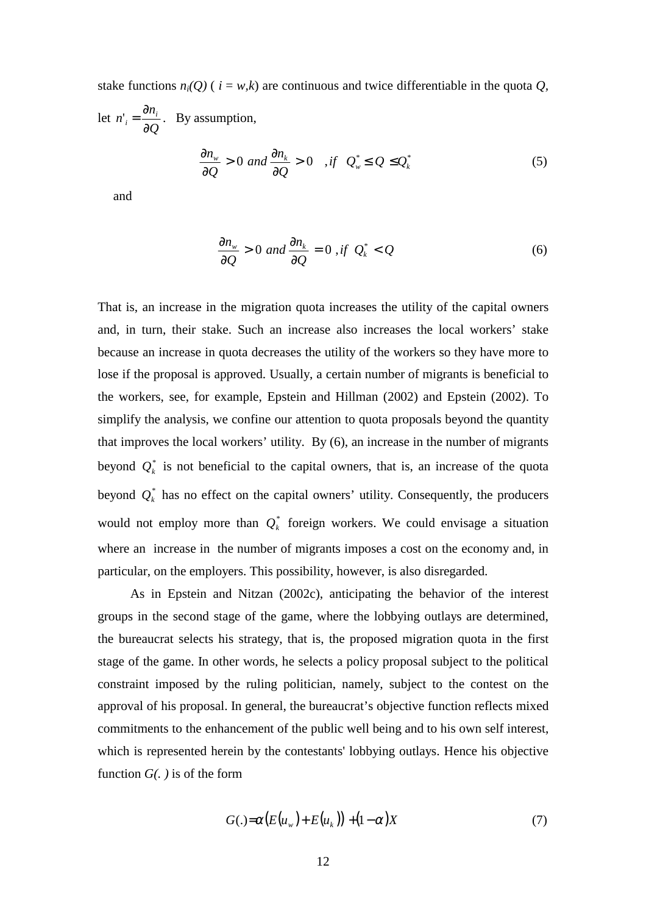stake functions $n_i(Q)$ ( $i = w,k$) are continuous and twice differentiable in the quota $Q$, let $n'_i = \frac{\partial n_i}{\partial Q}$. By assumption,

$$\frac{\partial n_w}{\partial Q} > 0 \ and \ \frac{\partial n_k}{\partial Q} > 0 \quad , if \quad Q_w^* \le Q \le Q_k^* \tag{5}$$

and

$$\frac{\partial n_w}{\partial Q} > 0 \ and \ \frac{\partial n_k}{\partial Q} = 0 \ , if \ \ Q_k^* < Q \tag{6}$$

That is, an increase in the migration quota increases the utility of the capital owners and, in turn, their stake. Such an increase also increases the local workers' stake because an increase in quota decreases the utility of the workers so they have more to lose if the proposal is approved. Usually, a certain number of migrants is beneficial to the workers, see, for example, Epstein and Hillman (2002) and Epstein (2002). To simplify the analysis, we confine our attention to quota proposals beyond the quantity that improves the local workers' utility. By (6), an increase in the number of migrants beyond $Q_k^*$ is not beneficial to the capital owners, that is, an increase of the quota beyond $Q_k^*$ has no effect on the capital owners' utility. Consequently, the producers would not employ more than $Q_k^*$ foreign workers. We could envisage a situation where an increase in the number of migrants imposes a cost on the economy and, in particular, on the employers. This possibility, however, is also disregarded.

As in Epstein and Nitzan (2002c), anticipating the behavior of the interest groups in the second stage of the game, where the lobbying outlays are determined, the bureaucrat selects his strategy, that is, the proposed migration quota in the first stage of the game. In other words, he selects a policy proposal subject to the political constraint imposed by the ruling politician, namely, subject to the contest on the approval of his proposal. In general, the bureaucrat's objective function reflects mixed commitments to the enhancement of the public well being and to his own self interest, which is represented herein by the contestants' lobbying outlays. Hence his objective function $G(.)$ is of the form

$$G(.) = \alpha\left(E(u_w) + E(u_k)\right) + (1-\alpha)X \tag{7}$$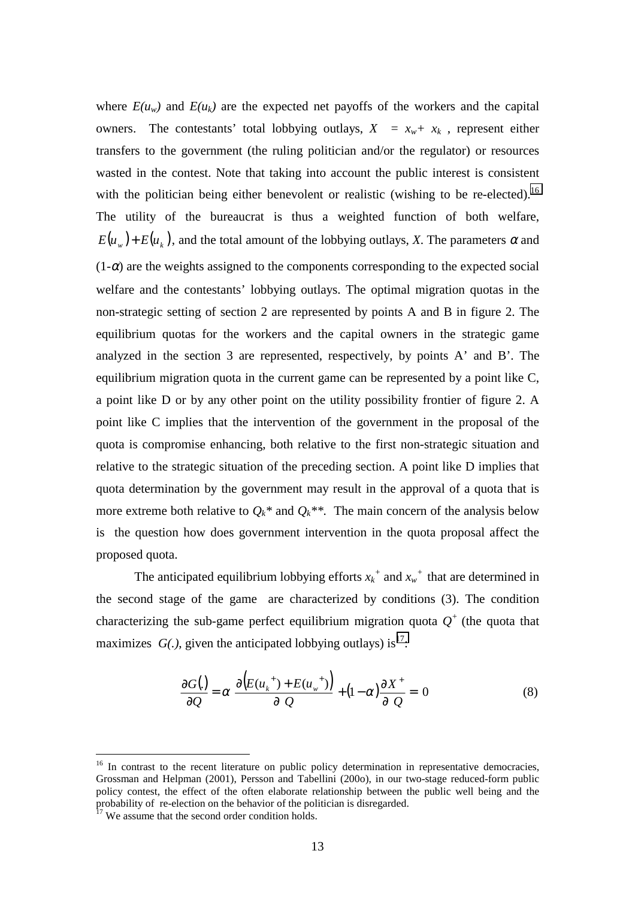where $E(u_w)$ and $E(u_k)$ are the expected net payoffs of the workers and the capital owners. The contestants' total lobbying outlays, $X = x_w + x_k$, represent either transfers to the government (the ruling politician and/or the regulator) or resources wasted in the contest. Note that taking into account the public interest is consistent with the politician being either benevolent or realistic (wishing to be re-elected).[16] The utility of the bureaucrat is thus a weighted function of both welfare, $E(u_w) + E(u_k)$, and the total amount of the lobbying outlays, $X$. The parameters $\alpha$ and $(1-\alpha)$ are the weights assigned to the components corresponding to the expected social welfare and the contestants' lobbying outlays. The optimal migration quotas in the non-strategic setting of section 2 are represented by points A and B in figure 2. The equilibrium quotas for the workers and the capital owners in the strategic game analyzed in the section 3 are represented, respectively, by points A' and B'. The equilibrium migration quota in the current game can be represented by a point like C, a point like D or by any other point on the utility possibility frontier of figure 2. A point like C implies that the intervention of the government in the proposal of the quota is compromise enhancing, both relative to the first non-strategic situation and relative to the strategic situation of the preceding section. A point like D implies that quota determination by the government may result in the approval of a quota that is more extreme both relative to $Q_k$* and $Q_k$**. The main concern of the analysis below is the question how does government intervention in the quota proposal affect the proposed quota.

The anticipated equilibrium lobbying efforts $x_k^+$ and $x_w^+$ that are determined in the second stage of the game are characterized by conditions (3). The condition characterizing the sub-game perfect equilibrium migration quota $Q^+$ (the quota that maximizes $G(.)$, given the anticipated lobbying outlays) is[17]:

$$\frac{\partial G(.)}{\partial Q} = \alpha \frac{\partial \left( E(u_k^{\ +}) + E(u_w^{\ +}) \right)}{\partial Q} + (1-\alpha) \frac{\partial X^+}{\partial Q} = 0 \qquad (8)$$

---

[16] In contrast to the recent literature on public policy determination in representative democracies, Grossman and Helpman (2001), Persson and Tabellini (200o), in our two-stage reduced-form public policy contest, the effect of the often elaborate relationship between the public well being and the probability of re-election on the behavior of the politician is disregarded.

[17] We assume that the second order condition holds.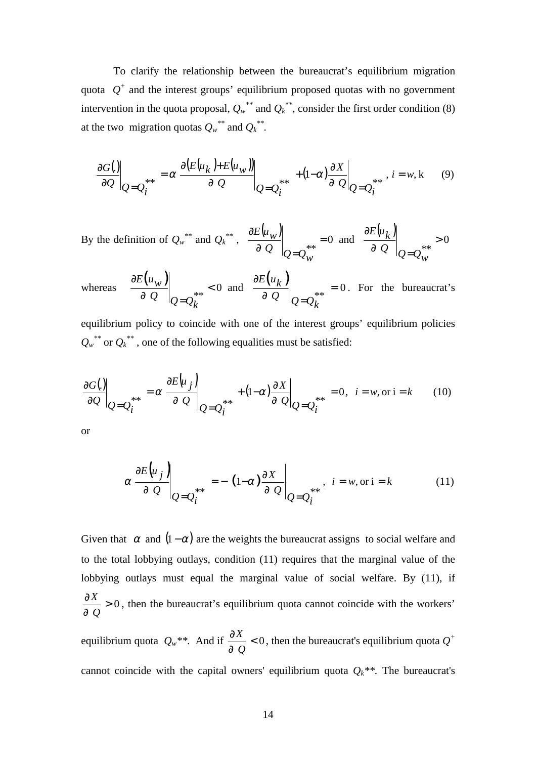To clarify the relationship between the bureaucrat's equilibrium migration quota $Q^{+}$ and the interest groups' equilibrium proposed quotas with no government intervention in the quota proposal, $Q_w^{**}$ and $Q_k^{**}$, consider the first order condition (8) at the two migration quotas $Q_w^{**}$ and $Q_k^{**}$.

$$\left.\frac{\partial G(.)}{\partial Q}\right|_{Q=Q_i^{**}} = \alpha \left.\frac{\partial\left(E(u_k)+E(u_w)\right)}{\partial Q}\right|_{Q=Q_i^{**}} + (1-\alpha)\left.\frac{\partial X}{\partial Q}\right|_{Q=Q_i^{**}}, \; i = w, \mathrm{k} \qquad (9)$$

By the definition of $Q_w^{**}$ and $Q_k^{**}$, $\left.\frac{\partial E(u_w)}{\partial Q}\right|_{Q=Q_w^{**}} = 0$ and $\left.\frac{\partial E(u_k)}{\partial Q}\right|_{Q=Q_w^{**}} > 0$ whereas $\left.\frac{\partial E(u_w)}{\partial Q}\right|_{Q=Q_k^{**}} < 0$ and $\left.\frac{\partial E(u_k)}{\partial Q}\right|_{Q=Q_k^{**}} = 0$. For the bureaucrat's equilibrium policy to coincide with one of the interest groups' equilibrium policies $Q_w^{**}$ or $Q_k^{**}$, one of the following equalities must be satisfied:

$$\left.\frac{\partial G(.)}{\partial Q}\right|_{Q=Q_i^{**}} = \alpha \left.\frac{\partial E(u_j)}{\partial Q}\right|_{Q=Q_i^{**}} + (1-\alpha)\left.\frac{\partial X}{\partial Q}\right|_{Q=Q_i^{**}} = 0, \; i = w, \text{or } \mathrm{i} = k \qquad (10)$$

or

$$\alpha \left.\frac{\partial E(u_j)}{\partial Q}\right|_{Q=Q_i^{**}} = -(1-\alpha)\left.\frac{\partial X}{\partial Q}\right|_{Q=Q_i^{**}}, \; i = w, \text{or } \mathrm{i} = k \qquad (11)$$

Given that $\alpha$ and $(1-\alpha)$ are the weights the bureaucrat assigns to social welfare and to the total lobbying outlays, condition (11) requires that the marginal value of the lobbying outlays must equal the marginal value of social welfare. By (11), if $\frac{\partial X}{\partial Q} > 0$, then the bureaucrat's equilibrium quota cannot coincide with the workers' equilibrium quota $Q_w^{**}$. And if $\frac{\partial X}{\partial Q} < 0$, then the bureaucrat's equilibrium quota $Q^{+}$ cannot coincide with the capital owners' equilibrium quota $Q_k^{**}$. The bureaucrat's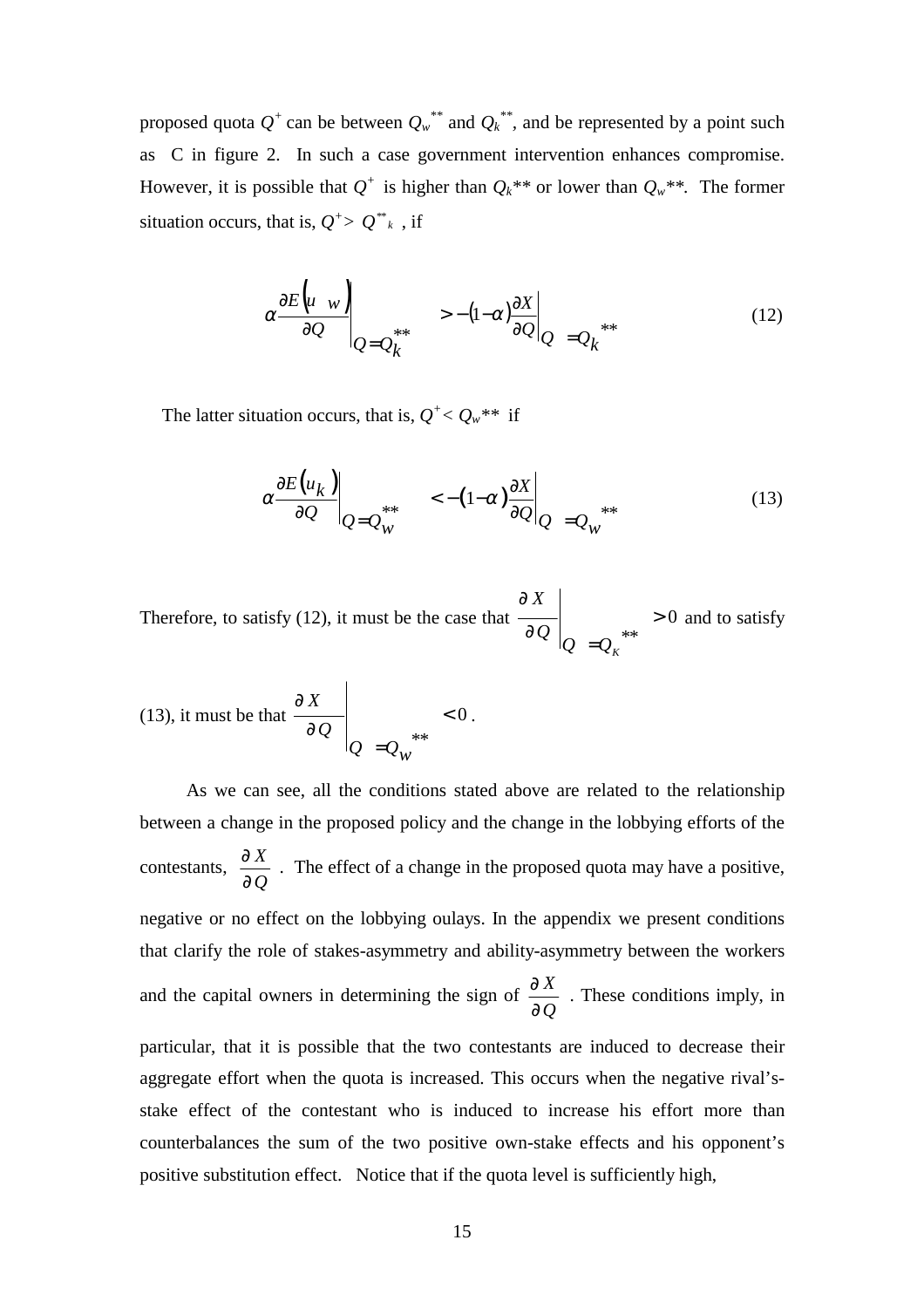proposed quota $Q^+$ can be between $Q_w^{**}$ and $Q_k^{**}$, and be represented by a point such as C in figure 2. In such a case government intervention enhances compromise. However, it is possible that $Q^+$ is higher than $Q_k$** or lower than $Q_w$**. The former situation occurs, that is, $Q^+ > Q^{**}_k$ , if

$$\alpha \frac{\partial E(u_w)}{\partial Q}\bigg|_{Q=Q_k^{**}} > -(1-\alpha)\frac{\partial X}{\partial Q}\bigg|_{Q=Q_k^{**}} \tag{12}$$

The latter situation occurs, that is, $Q^+ < Q_w$** if

$$\alpha \frac{\partial E(u_k)}{\partial Q}\bigg|_{Q=Q_w^{**}} < -(1-\alpha)\frac{\partial X}{\partial Q}\bigg|_{Q=Q_w^{**}} \tag{13}$$

Therefore, to satisfy (12), it must be the case that $\frac{\partial X}{\partial Q}\bigg|_{Q=Q_K^{**}} > 0$ and to satisfy (13), it must be that $\frac{\partial X}{\partial Q}\bigg|_{Q=Q_w^{**}} < 0$.

As we can see, all the conditions stated above are related to the relationship between a change in the proposed policy and the change in the lobbying efforts of the contestants, $\frac{\partial X}{\partial Q}$ . The effect of a change in the proposed quota may have a positive, negative or no effect on the lobbying oulays. In the appendix we present conditions that clarify the role of stakes-asymmetry and ability-asymmetry between the workers and the capital owners in determining the sign of $\frac{\partial X}{\partial Q}$ . These conditions imply, in particular, that it is possible that the two contestants are induced to decrease their aggregate effort when the quota is increased. This occurs when the negative rival's-stake effect of the contestant who is induced to increase his effort more than counterbalances the sum of the two positive own-stake effects and his opponent's positive substitution effect. Notice that if the quota level is sufficiently high,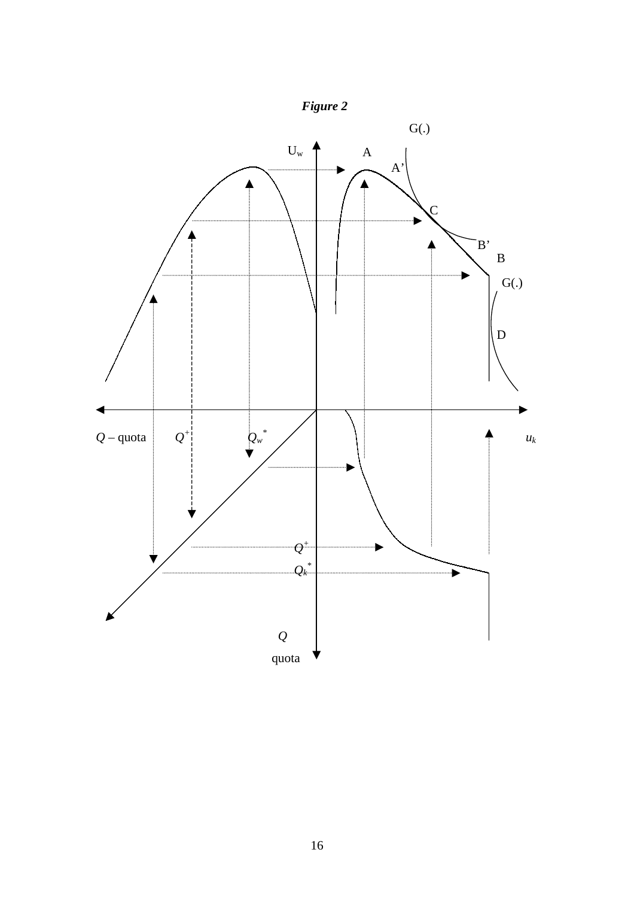***Figure 2***

G(.)

$U_w$

A

A'

C

B'

B

G(.)

D

$Q$ – quota $\quad Q^+ \quad Q_w^*$ $\quad u_k$

$Q^+$

$Q_k^*$

$Q$

quota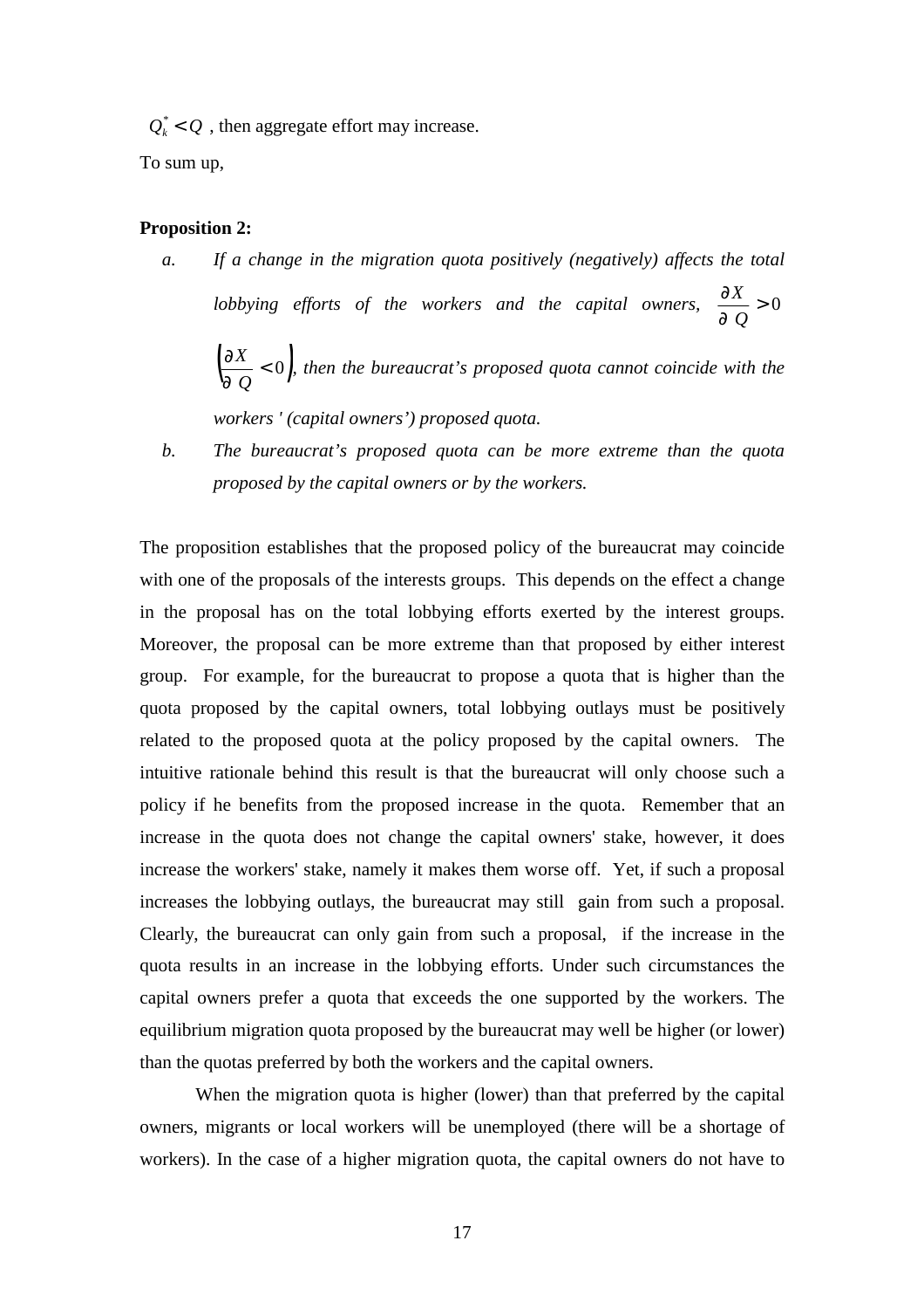$Q_k^* < Q$ , then aggregate effort may increase.

To sum up,

**Proposition 2:**

a. *If a change in the migration quota positively (negatively) affects the total lobbying efforts of the workers and the capital owners,* $\frac{\partial X}{\partial Q} > 0$ $\left(\frac{\partial X}{\partial Q} < 0\right)$*, then the bureaucrat's proposed quota cannot coincide with the workers ' (capital owners') proposed quota.*

b. *The bureaucrat's proposed quota can be more extreme than the quota proposed by the capital owners or by the workers.*

The proposition establishes that the proposed policy of the bureaucrat may coincide with one of the proposals of the interests groups. This depends on the effect a change in the proposal has on the total lobbying efforts exerted by the interest groups. Moreover, the proposal can be more extreme than that proposed by either interest group. For example, for the bureaucrat to propose a quota that is higher than the quota proposed by the capital owners, total lobbying outlays must be positively related to the proposed quota at the policy proposed by the capital owners. The intuitive rationale behind this result is that the bureaucrat will only choose such a policy if he benefits from the proposed increase in the quota. Remember that an increase in the quota does not change the capital owners' stake, however, it does increase the workers' stake, namely it makes them worse off. Yet, if such a proposal increases the lobbying outlays, the bureaucrat may still gain from such a proposal. Clearly, the bureaucrat can only gain from such a proposal, if the increase in the quota results in an increase in the lobbying efforts. Under such circumstances the capital owners prefer a quota that exceeds the one supported by the workers. The equilibrium migration quota proposed by the bureaucrat may well be higher (or lower) than the quotas preferred by both the workers and the capital owners.

When the migration quota is higher (lower) than that preferred by the capital owners, migrants or local workers will be unemployed (there will be a shortage of workers). In the case of a higher migration quota, the capital owners do not have to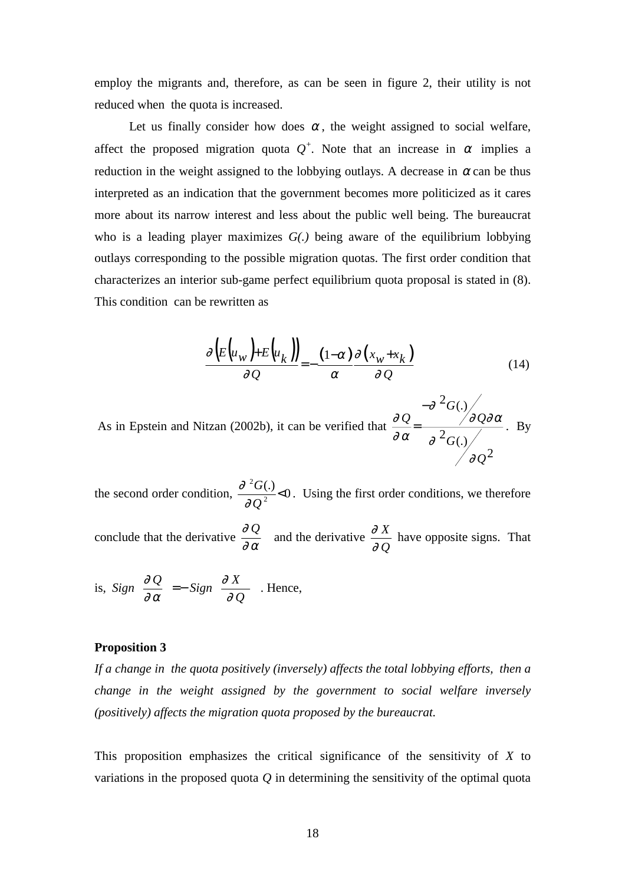employ the migrants and, therefore, as can be seen in figure 2, their utility is not reduced when the quota is increased.

Let us finally consider how does $\alpha$, the weight assigned to social welfare, affect the proposed migration quota $Q^{+}$. Note that an increase in $\alpha$ implies a reduction in the weight assigned to the lobbying outlays. A decrease in $\alpha$ can be thus interpreted as an indication that the government becomes more politicized as it cares more about its narrow interest and less about the public well being. The bureaucrat who is a leading player maximizes *G(.)* being aware of the equilibrium lobbying outlays corresponding to the possible migration quotas. The first order condition that characterizes an interior sub-game perfect equilibrium quota proposal is stated in (8). This condition can be rewritten as

$$\frac{\partial\left(E\left(u_w\right)+E\left(u_k\right)\right)}{\partial Q}=-\frac{(1-\alpha)}{\alpha}\frac{\partial\left(x_w+x_k\right)}{\partial Q} \tag{14}$$

As in Epstein and Nitzan (2002b), it can be verified that $\frac{\partial Q}{\partial \alpha}=\frac{-\partial^2 G(.)/\partial Q\partial\alpha}{\partial^2 G(.)/\partial Q^2}$. By the second order condition, $\frac{\partial^2 G(.)}{\partial Q^2}<0$. Using the first order conditions, we therefore conclude that the derivative $\frac{\partial Q}{\partial \alpha}$ and the derivative $\frac{\partial X}{\partial Q}$ have opposite signs. That is, $Sign\ \frac{\partial Q}{\partial \alpha}=-Sign\ \frac{\partial X}{\partial Q}$. Hence,

**Proposition 3**

*If a change in the quota positively (inversely) affects the total lobbying efforts, then a change in the weight assigned by the government to social welfare inversely (positively) affects the migration quota proposed by the bureaucrat.*

This proposition emphasizes the critical significance of the sensitivity of $X$ to variations in the proposed quota $Q$ in determining the sensitivity of the optimal quota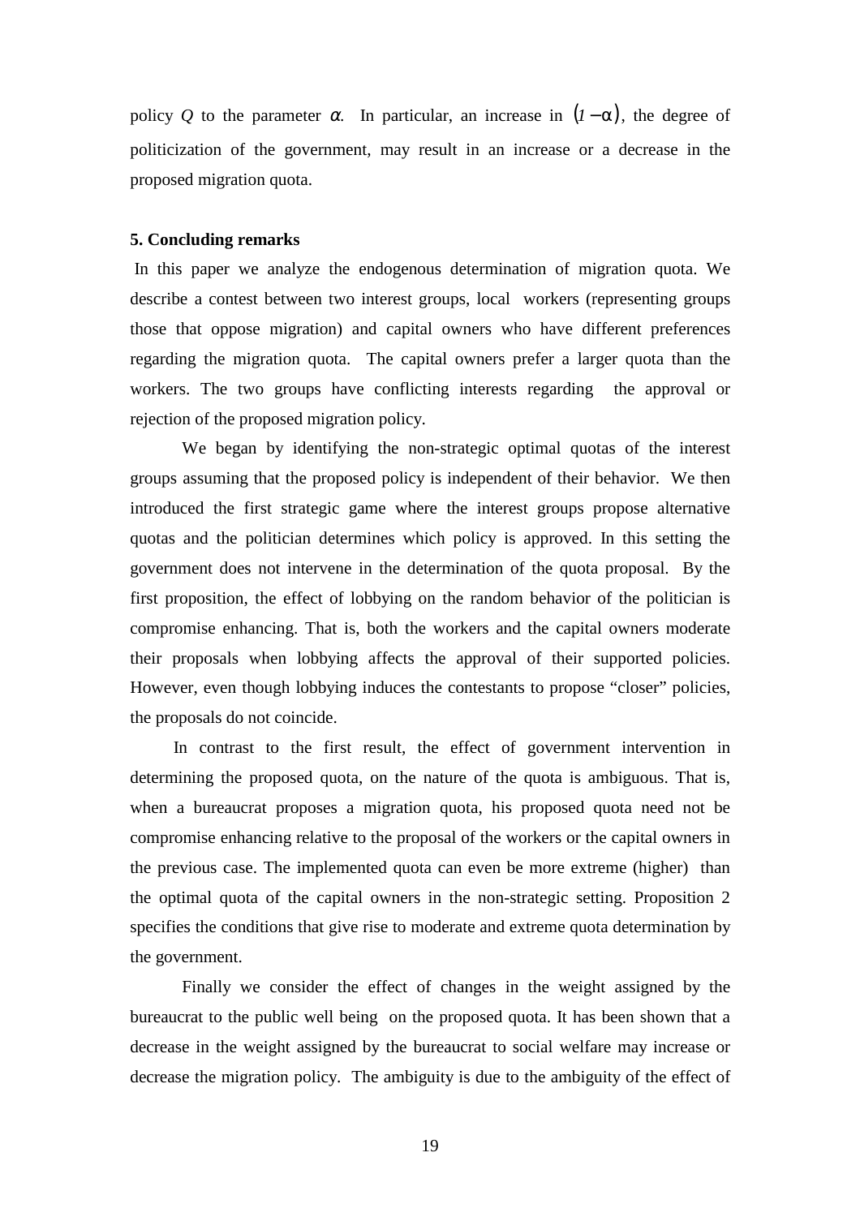policy $Q$ to the parameter $\alpha$. In particular, an increase in $(1-\alpha)$, the degree of politicization of the government, may result in an increase or a decrease in the proposed migration quota.

**5. Concluding remarks**

In this paper we analyze the endogenous determination of migration quota. We describe a contest between two interest groups, local workers (representing groups those that oppose migration) and capital owners who have different preferences regarding the migration quota. The capital owners prefer a larger quota than the workers. The two groups have conflicting interests regarding the approval or rejection of the proposed migration policy.

We began by identifying the non-strategic optimal quotas of the interest groups assuming that the proposed policy is independent of their behavior. We then introduced the first strategic game where the interest groups propose alternative quotas and the politician determines which policy is approved. In this setting the government does not intervene in the determination of the quota proposal. By the first proposition, the effect of lobbying on the random behavior of the politician is compromise enhancing. That is, both the workers and the capital owners moderate their proposals when lobbying affects the approval of their supported policies. However, even though lobbying induces the contestants to propose "closer" policies, the proposals do not coincide.

In contrast to the first result, the effect of government intervention in determining the proposed quota, on the nature of the quota is ambiguous. That is, when a bureaucrat proposes a migration quota, his proposed quota need not be compromise enhancing relative to the proposal of the workers or the capital owners in the previous case. The implemented quota can even be more extreme (higher) than the optimal quota of the capital owners in the non-strategic setting. Proposition 2 specifies the conditions that give rise to moderate and extreme quota determination by the government.

Finally we consider the effect of changes in the weight assigned by the bureaucrat to the public well being on the proposed quota. It has been shown that a decrease in the weight assigned by the bureaucrat to social welfare may increase or decrease the migration policy. The ambiguity is due to the ambiguity of the effect of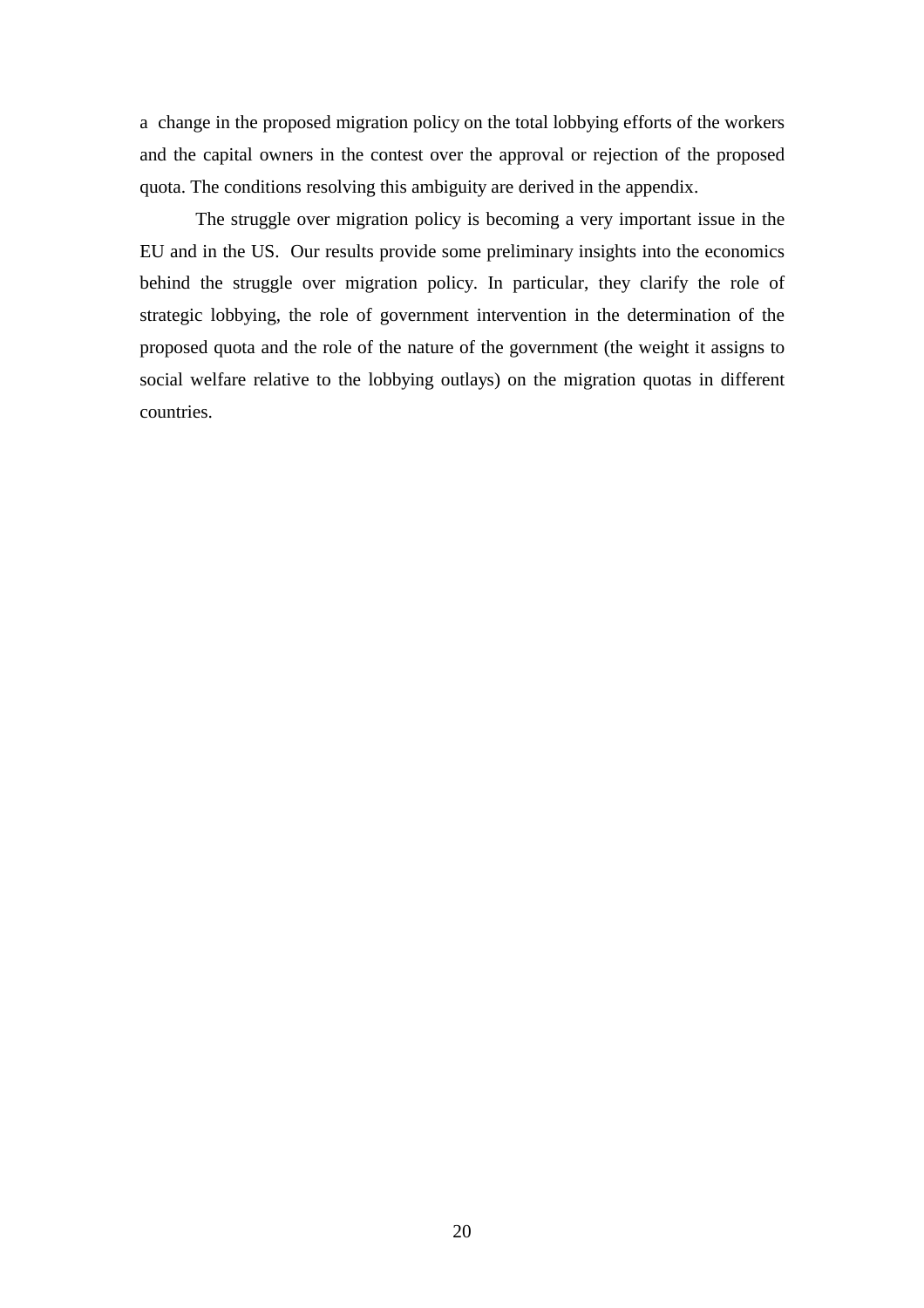a change in the proposed migration policy on the total lobbying efforts of the workers and the capital owners in the contest over the approval or rejection of the proposed quota. The conditions resolving this ambiguity are derived in the appendix.

The struggle over migration policy is becoming a very important issue in the EU and in the US. Our results provide some preliminary insights into the economics behind the struggle over migration policy. In particular, they clarify the role of strategic lobbying, the role of government intervention in the determination of the proposed quota and the role of the nature of the government (the weight it assigns to social welfare relative to the lobbying outlays) on the migration quotas in different countries.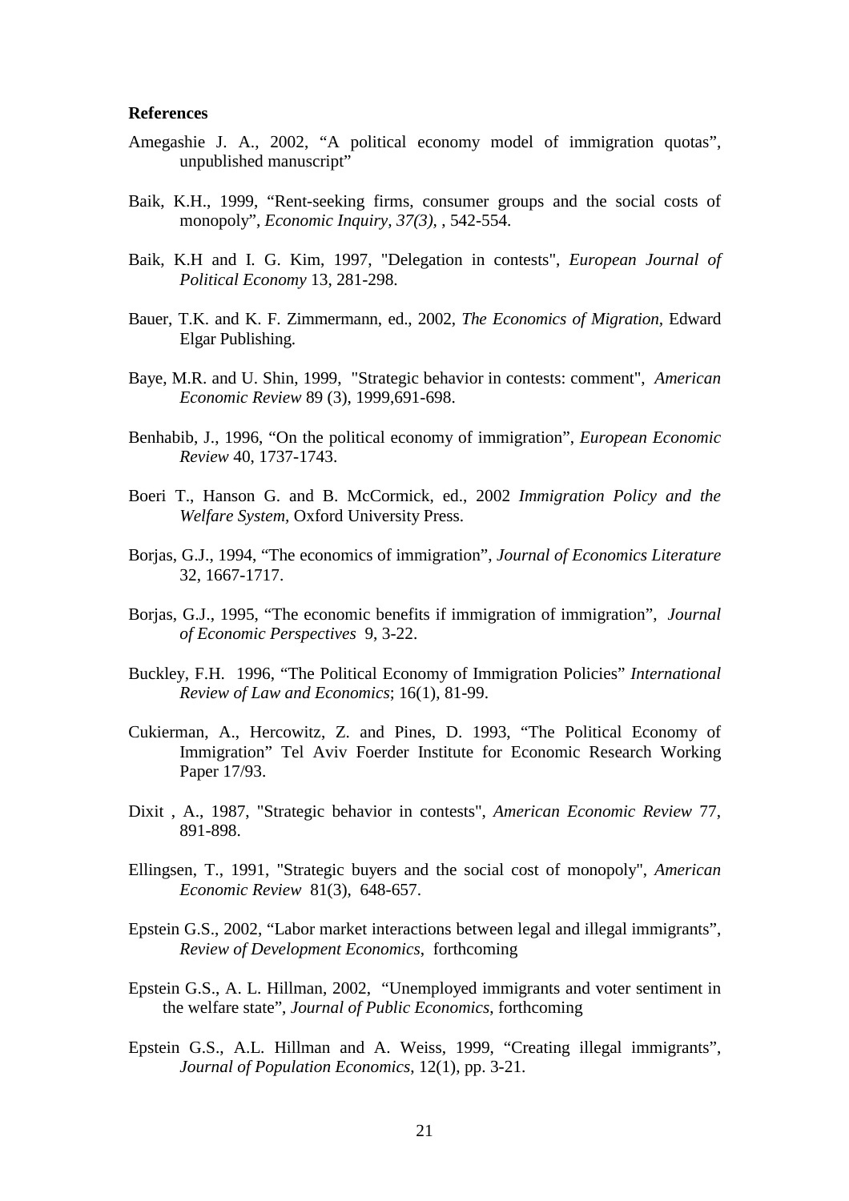**References**

Amegashie J. A., 2002, “A political economy model of immigration quotas”, unpublished manuscript”

Baik, K.H., 1999, “Rent-seeking firms, consumer groups and the social costs of monopoly”, *Economic Inquiry, 37(3),* , 542-554.

Baik, K.H and I. G. Kim, 1997, "Delegation in contests", *European Journal of Political Economy* 13, 281-298.

Bauer, T.K. and K. F. Zimmermann, ed., 2002, *The Economics of Migration*, Edward Elgar Publishing.

Baye, M.R. and U. Shin, 1999, "Strategic behavior in contests: comment", *American Economic Review* 89 (3), 1999,691-698.

Benhabib, J., 1996, “On the political economy of immigration”, *European Economic Review* 40, 1737-1743.

Boeri T., Hanson G. and B. McCormick, ed., 2002 *Immigration Policy and the Welfare System*, Oxford University Press.

Borjas, G.J., 1994, “The economics of immigration”, *Journal of Economics Literature* 32, 1667-1717.

Borjas, G.J., 1995, “The economic benefits if immigration of immigration”, *Journal of Economic Perspectives* 9, 3-22.

Buckley, F.H. 1996, “The Political Economy of Immigration Policies” *International Review of Law and Economics*; 16(1), 81-99.

Cukierman, A., Hercowitz, Z. and Pines, D. 1993, “The Political Economy of Immigration” Tel Aviv Foerder Institute for Economic Research Working Paper 17/93.

Dixit , A., 1987, "Strategic behavior in contests", *American Economic Review* 77, 891-898.

Ellingsen, T., 1991, "Strategic buyers and the social cost of monopoly", *American Economic Review* 81(3), 648-657.

Epstein G.S., 2002, “Labor market interactions between legal and illegal immigrants”, *Review of Development Economics*, forthcoming

Epstein G.S., A. L. Hillman, 2002, “Unemployed immigrants and voter sentiment in the welfare state”, *Journal of Public Economics*, forthcoming

Epstein G.S., A.L. Hillman and A. Weiss, 1999, “Creating illegal immigrants”, *Journal of Population Economics*, 12(1), pp. 3-21.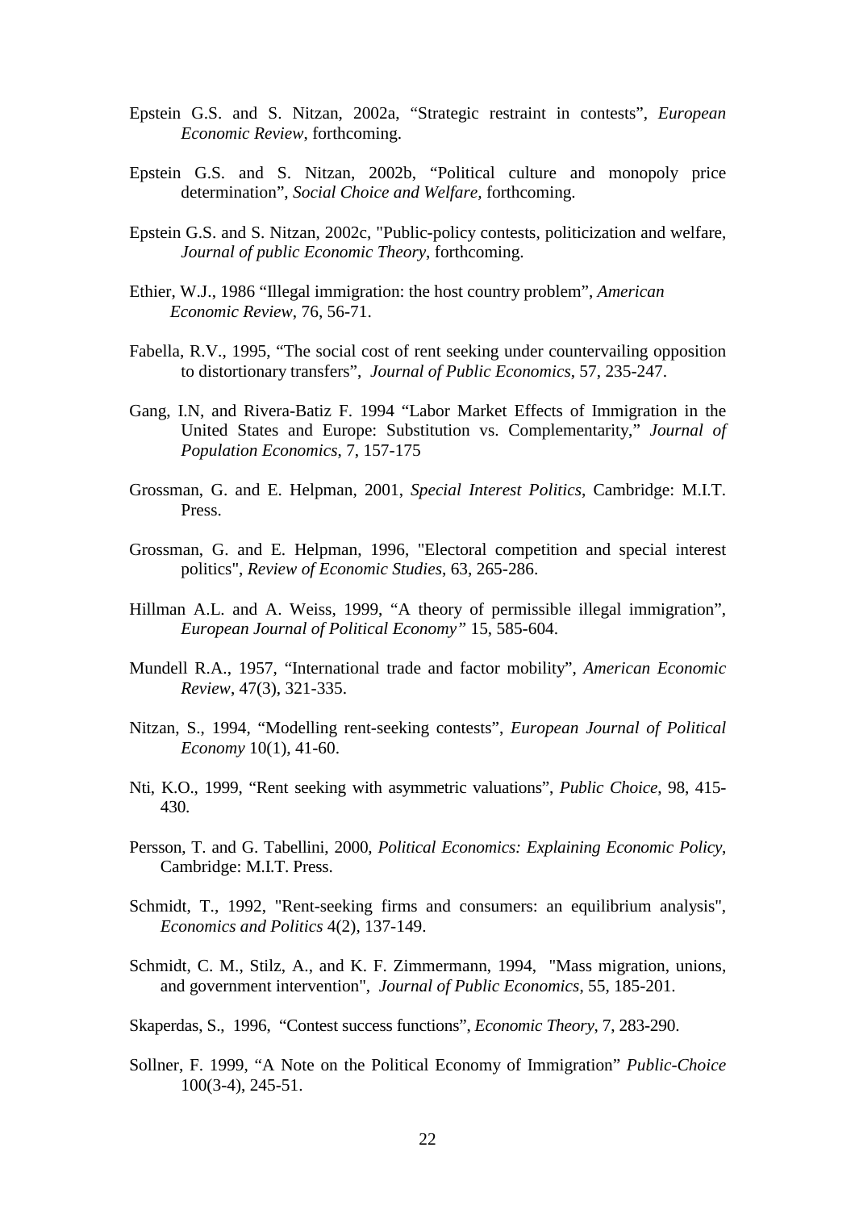Epstein G.S. and S. Nitzan, 2002a, “Strategic restraint in contests”, *European Economic Review*, forthcoming.

Epstein G.S. and S. Nitzan, 2002b, “Political culture and monopoly price determination”, *Social Choice and Welfare,* forthcoming.

Epstein G.S. and S. Nitzan, 2002c, "Public-policy contests, politicization and welfare, *Journal of public Economic Theory*, forthcoming.

Ethier, W.J., 1986 “Illegal immigration: the host country problem”, *American Economic Review*, 76, 56-71.

Fabella, R.V., 1995, “The social cost of rent seeking under countervailing opposition to distortionary transfers”, *Journal of Public Economics*, 57, 235-247.

Gang, I.N, and Rivera-Batiz F. 1994 “Labor Market Effects of Immigration in the United States and Europe: Substitution vs. Complementarity,” *Journal of Population Economics*, 7, 157-175

Grossman, G. and E. Helpman, 2001, *Special Interest Politics*, Cambridge: M.I.T. Press.

Grossman, G. and E. Helpman, 1996, "Electoral competition and special interest politics", *Review of Economic Studies*, 63, 265-286.

Hillman A.L. and A. Weiss, 1999, “A theory of permissible illegal immigration”, *European Journal of Political Economy”* 15, 585-604.

Mundell R.A., 1957, “International trade and factor mobility”, *American Economic Review*, 47(3), 321-335.

Nitzan, S., 1994, “Modelling rent-seeking contests”, *European Journal of Political Economy* 10(1), 41-60.

Nti, K.O., 1999, “Rent seeking with asymmetric valuations”, *Public Choice*, 98, 415-430.

Persson, T. and G. Tabellini, 2000, *Political Economics: Explaining Economic Policy*, Cambridge: M.I.T. Press.

Schmidt, T., 1992, "Rent-seeking firms and consumers: an equilibrium analysis", *Economics and Politics* 4(2), 137-149.

Schmidt, C. M., Stilz, A., and K. F. Zimmermann, 1994, "Mass migration, unions, and government intervention", *Journal of Public Economics*, 55, 185-201.

Skaperdas, S., 1996, “Contest success functions”, *Economic Theory*, 7, 283-290.

Sollner, F. 1999, “A Note on the Political Economy of Immigration” *Public-Choice* 100(3-4), 245-51.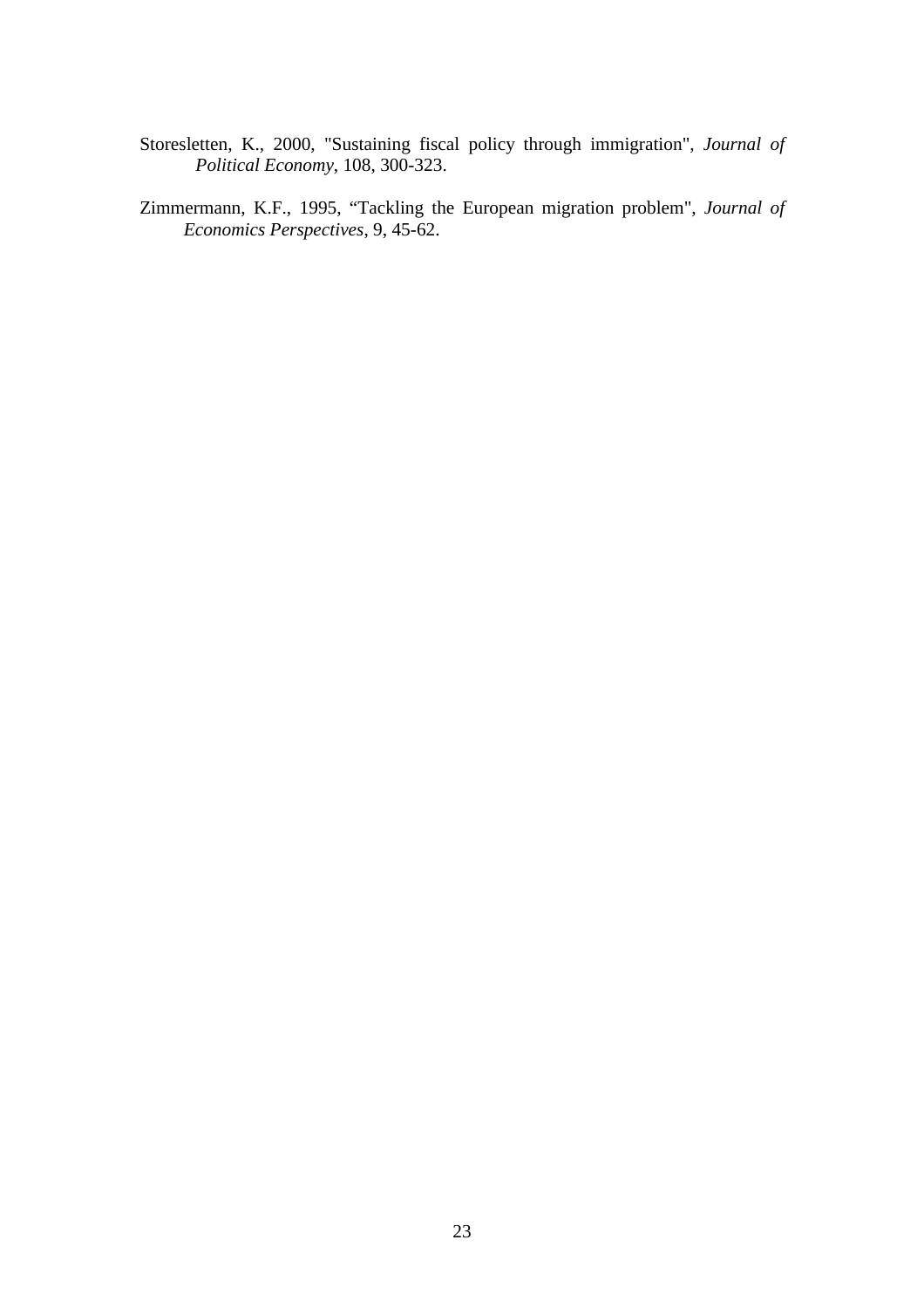Storesletten, K., 2000, "Sustaining fiscal policy through immigration", *Journal of Political Economy*, 108, 300-323.

Zimmermann, K.F., 1995, “Tackling the European migration problem", *Journal of Economics Perspectives*, 9, 45-62.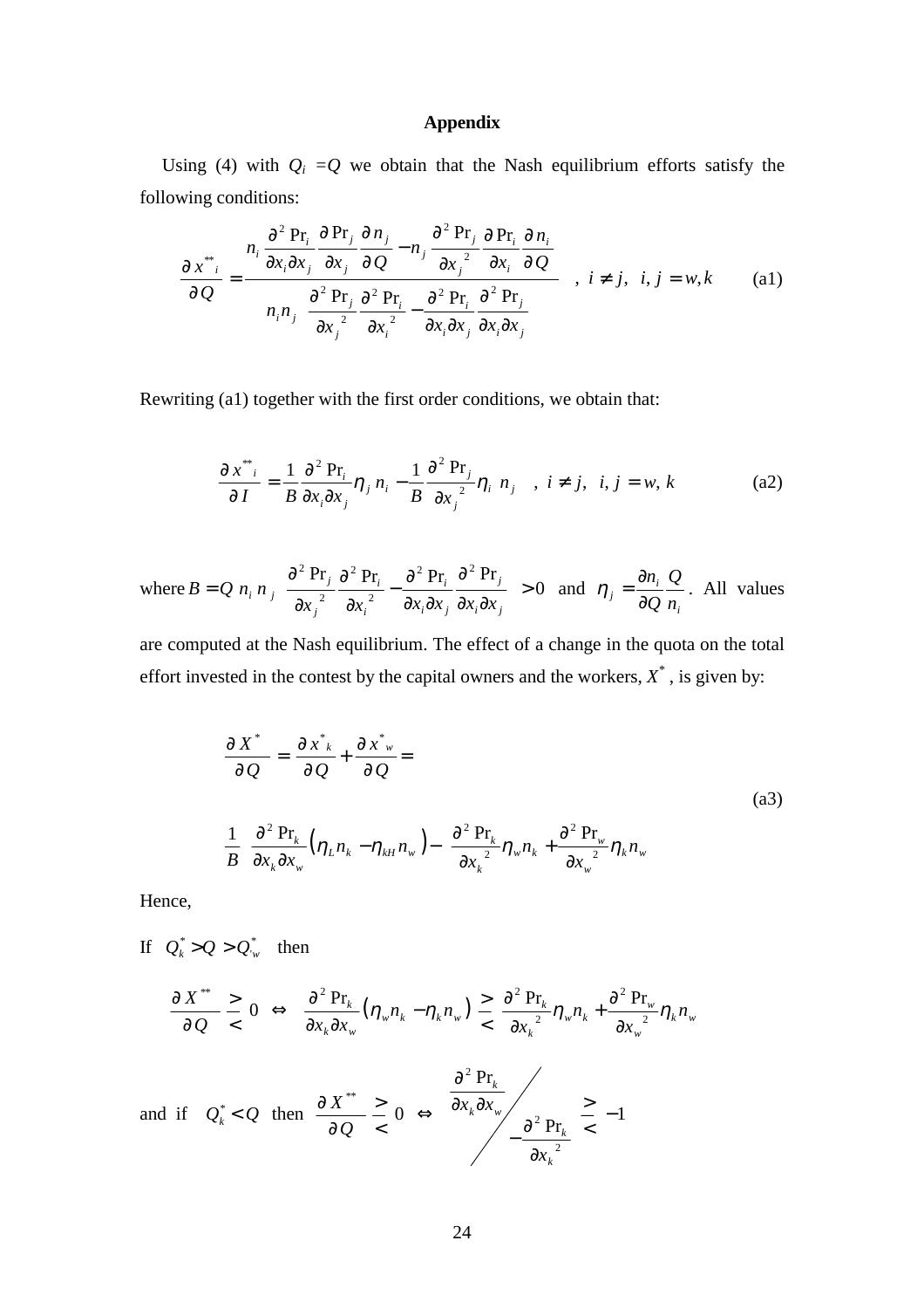## Appendix

Using (4) with $Q_i = Q$ we obtain that the Nash equilibrium efforts satisfy the following conditions:

$$\frac{\partial x^{**}{}_i}{\partial Q} = \frac{n_i \dfrac{\partial^2 \Pr_i}{\partial x_i \partial x_j}\dfrac{\partial \Pr_j}{\partial x_j}\dfrac{\partial n_j}{\partial Q} - n_j \dfrac{\partial^2 \Pr_j}{\partial x_j{}^2}\dfrac{\partial \Pr_i}{\partial x_i}\dfrac{\partial n_i}{\partial Q}}{n_i n_j \left( \dfrac{\partial^2 \Pr_j}{\partial x_j{}^2}\dfrac{\partial^2 \Pr_i}{\partial x_i{}^2} - \dfrac{\partial^2 \Pr_i}{\partial x_i \partial x_j}\dfrac{\partial^2 \Pr_j}{\partial x_i \partial x_j}\right)} \quad , \; i \neq j, \;\; i, j = w, k \qquad \text{(a1)}$$

Rewriting (a1) together with the first order conditions, we obtain that:

$$\frac{\partial x^{**}{}_i}{\partial I} = \frac{1}{B}\frac{\partial^2 \Pr_i}{\partial x_i \partial x_j}\eta_j \, n_i - \frac{1}{B}\frac{\partial^2 \Pr_j}{\partial x_j{}^2}\eta_i \; n_j \quad , \; i \neq j, \;\; i, j = w, k \qquad \text{(a2)}$$

where $B = Q \; n_i \; n_j \left( \dfrac{\partial^2 \Pr_j}{\partial x_j{}^2}\dfrac{\partial^2 \Pr_i}{\partial x_i{}^2} - \dfrac{\partial^2 \Pr_i}{\partial x_i \partial x_j}\dfrac{\partial^2 \Pr_j}{\partial x_i \partial x_j}\right) > 0$ and $\eta_j = \dfrac{\partial n_i}{\partial Q}\dfrac{Q}{n_i}$. All values are computed at the Nash equilibrium. The effect of a change in the quota on the total effort invested in the contest by the capital owners and the workers, $X^*$, is given by:

$$\begin{aligned} &\frac{\partial X^*}{\partial Q} = \frac{\partial x^*{}_k}{\partial Q} + \frac{\partial x^*{}_w}{\partial Q} = \\ &\frac{1}{B}\left[ \frac{\partial^2 \Pr_k}{\partial x_k \partial x_w}\left(\eta_L n_k - \eta_{kH} n_w\right) - \left( \frac{\partial^2 \Pr_k}{\partial x_k{}^2}\eta_w n_k + \frac{\partial^2 \Pr_w}{\partial x_w{}^2}\eta_k n_w \right)\right] \end{aligned} \qquad \text{(a3)}$$

Hence,

If $Q_k^* > Q > Q_w^*$ then

$$\frac{\partial X^{**}}{\partial Q} \gtrless 0 \;\Leftrightarrow\; \frac{\partial^2 \Pr_k}{\partial x_k \partial x_w}\left(\eta_w n_k - \eta_k n_w\right) \gtrless \frac{\partial^2 \Pr_k}{\partial x_k{}^2}\eta_w n_k + \frac{\partial^2 \Pr_w}{\partial x_w{}^2}\eta_k n_w$$

and if $Q_k^* < Q$ then $\dfrac{\partial X^{**}}{\partial Q} \gtrless 0 \;\Leftrightarrow\; \dfrac{\dfrac{\partial^2 \Pr_k}{\partial x_k \partial x_w}}{-\dfrac{\partial^2 \Pr_k}{\partial x_k{}^2}} \gtrless -1$